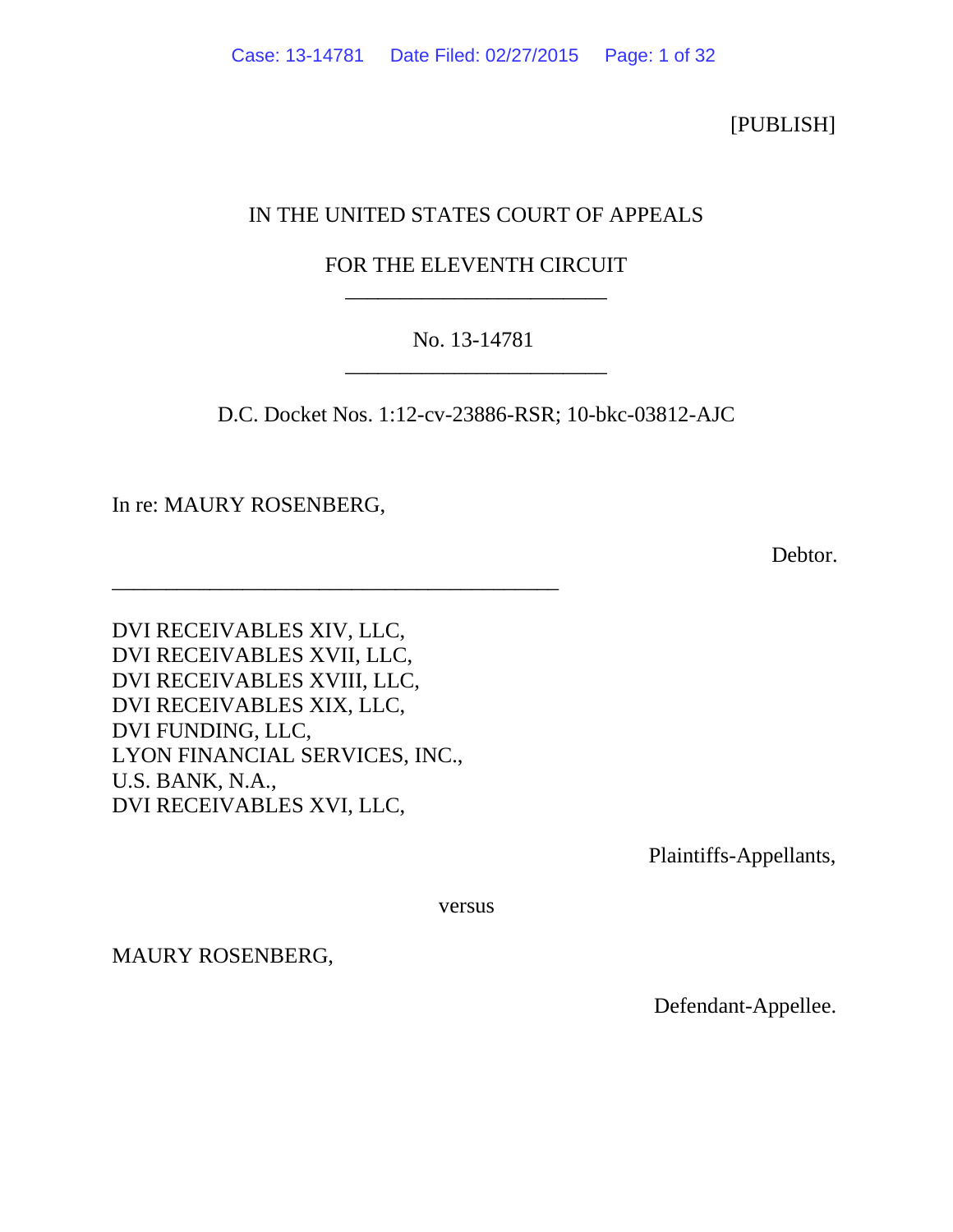[PUBLISH]

IN THE UNITED STATES COURT OF APPEALS

FOR THE ELEVENTH CIRCUIT

________________________

No. 13-14781

________________________

D.C. Docket Nos. 1:12-cv-23886-RSR; 10-bkc-03812-AJC

In re: MAURY ROSENBERG,

Debtor.

__________________________________________

DVI RECEIVABLES XIV, LLC,
DVI RECEIVABLES XVII, LLC,
DVI RECEIVABLES XVIII, LLC,
DVI RECEIVABLES XIX, LLC,
DVI FUNDING, LLC,
LYON FINANCIAL SERVICES, INC.,
U.S. BANK, N.A.,
DVI RECEIVABLES XVI, LLC,

Plaintiffs-Appellants,

versus

MAURY ROSENBERG,

Defendant-Appellee.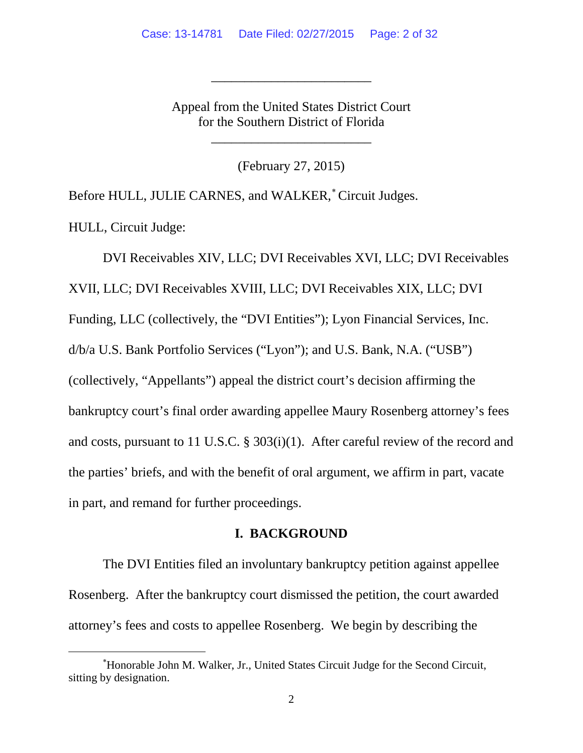\_\_\_\_\_\_\_\_\_\_\_\_\_\_\_\_\_\_\_\_\_\_\_\_

Appeal from the United States District Court
for the Southern District of Florida

\_\_\_\_\_\_\_\_\_\_\_\_\_\_\_\_\_\_\_\_\_\_\_\_

(February 27, 2015)

Before HULL, JULIE CARNES, and WALKER,[*] Circuit Judges.

HULL, Circuit Judge:

DVI Receivables XIV, LLC; DVI Receivables XVI, LLC; DVI Receivables XVII, LLC; DVI Receivables XVIII, LLC; DVI Receivables XIX, LLC; DVI Funding, LLC (collectively, the "DVI Entities"); Lyon Financial Services, Inc. d/b/a U.S. Bank Portfolio Services ("Lyon"); and U.S. Bank, N.A. ("USB") (collectively, "Appellants") appeal the district court's decision affirming the bankruptcy court's final order awarding appellee Maury Rosenberg attorney's fees and costs, pursuant to 11 U.S.C. § 303(i)(1). After careful review of the record and the parties' briefs, and with the benefit of oral argument, we affirm in part, vacate in part, and remand for further proceedings.

## I. BACKGROUND

The DVI Entities filed an involuntary bankruptcy petition against appellee Rosenberg. After the bankruptcy court dismissed the petition, the court awarded attorney's fees and costs to appellee Rosenberg. We begin by describing the

[*] Honorable John M. Walker, Jr., United States Circuit Judge for the Second Circuit, sitting by designation.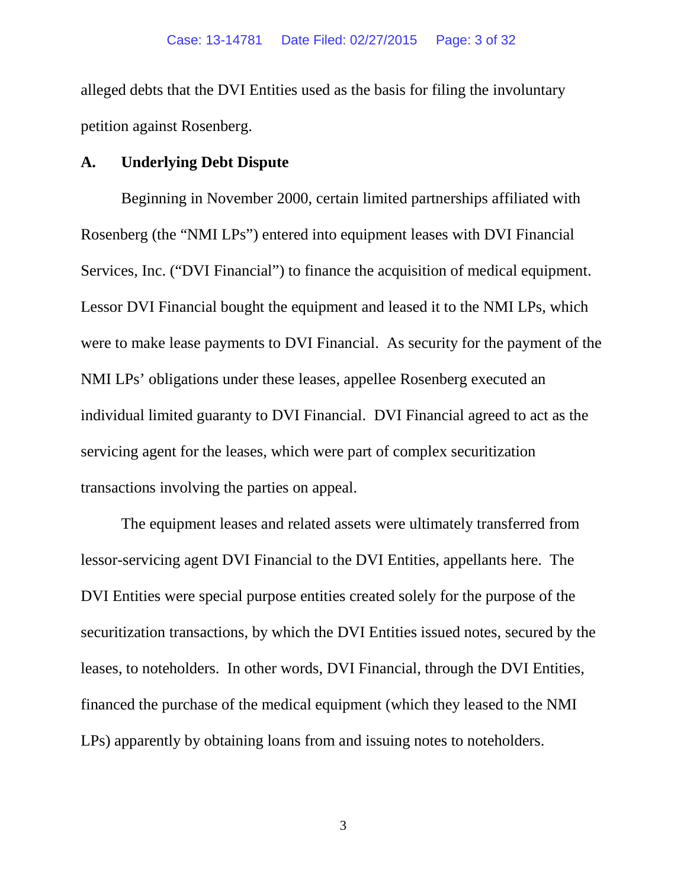alleged debts that the DVI Entities used as the basis for filing the involuntary petition against Rosenberg.

### A. Underlying Debt Dispute

Beginning in November 2000, certain limited partnerships affiliated with Rosenberg (the "NMI LPs") entered into equipment leases with DVI Financial Services, Inc. ("DVI Financial") to finance the acquisition of medical equipment. Lessor DVI Financial bought the equipment and leased it to the NMI LPs, which were to make lease payments to DVI Financial. As security for the payment of the NMI LPs' obligations under these leases, appellee Rosenberg executed an individual limited guaranty to DVI Financial. DVI Financial agreed to act as the servicing agent for the leases, which were part of complex securitization transactions involving the parties on appeal.

The equipment leases and related assets were ultimately transferred from lessor-servicing agent DVI Financial to the DVI Entities, appellants here. The DVI Entities were special purpose entities created solely for the purpose of the securitization transactions, by which the DVI Entities issued notes, secured by the leases, to noteholders. In other words, DVI Financial, through the DVI Entities, financed the purchase of the medical equipment (which they leased to the NMI LPs) apparently by obtaining loans from and issuing notes to noteholders.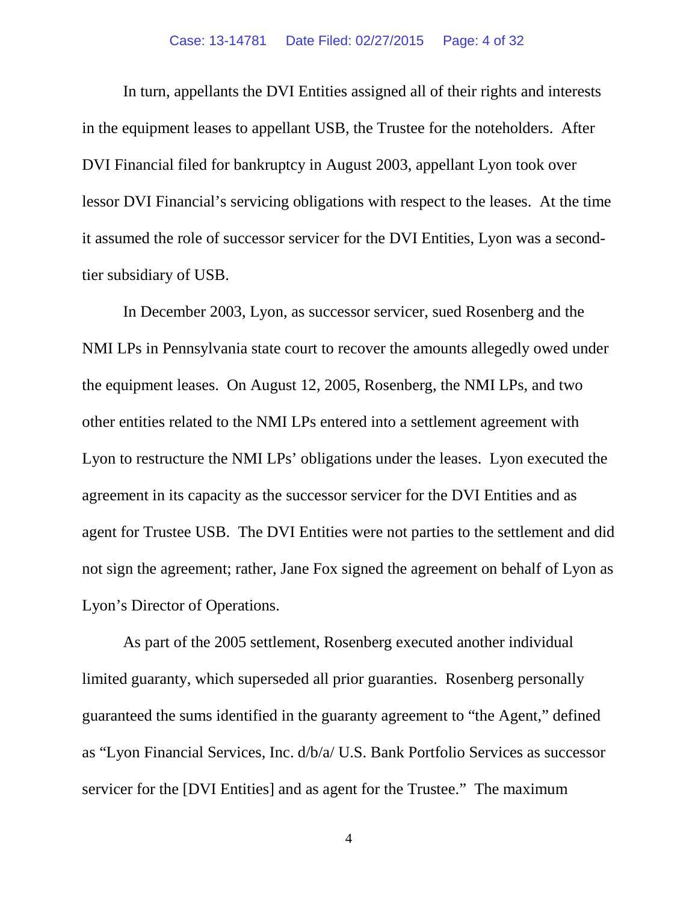In turn, appellants the DVI Entities assigned all of their rights and interests in the equipment leases to appellant USB, the Trustee for the noteholders. After DVI Financial filed for bankruptcy in August 2003, appellant Lyon took over lessor DVI Financial's servicing obligations with respect to the leases. At the time it assumed the role of successor servicer for the DVI Entities, Lyon was a second-tier subsidiary of USB.

In December 2003, Lyon, as successor servicer, sued Rosenberg and the NMI LPs in Pennsylvania state court to recover the amounts allegedly owed under the equipment leases. On August 12, 2005, Rosenberg, the NMI LPs, and two other entities related to the NMI LPs entered into a settlement agreement with Lyon to restructure the NMI LPs' obligations under the leases. Lyon executed the agreement in its capacity as the successor servicer for the DVI Entities and as agent for Trustee USB. The DVI Entities were not parties to the settlement and did not sign the agreement; rather, Jane Fox signed the agreement on behalf of Lyon as Lyon's Director of Operations.

As part of the 2005 settlement, Rosenberg executed another individual limited guaranty, which superseded all prior guaranties. Rosenberg personally guaranteed the sums identified in the guaranty agreement to "the Agent," defined as "Lyon Financial Services, Inc. d/b/a/ U.S. Bank Portfolio Services as successor servicer for the [DVI Entities] and as agent for the Trustee." The maximum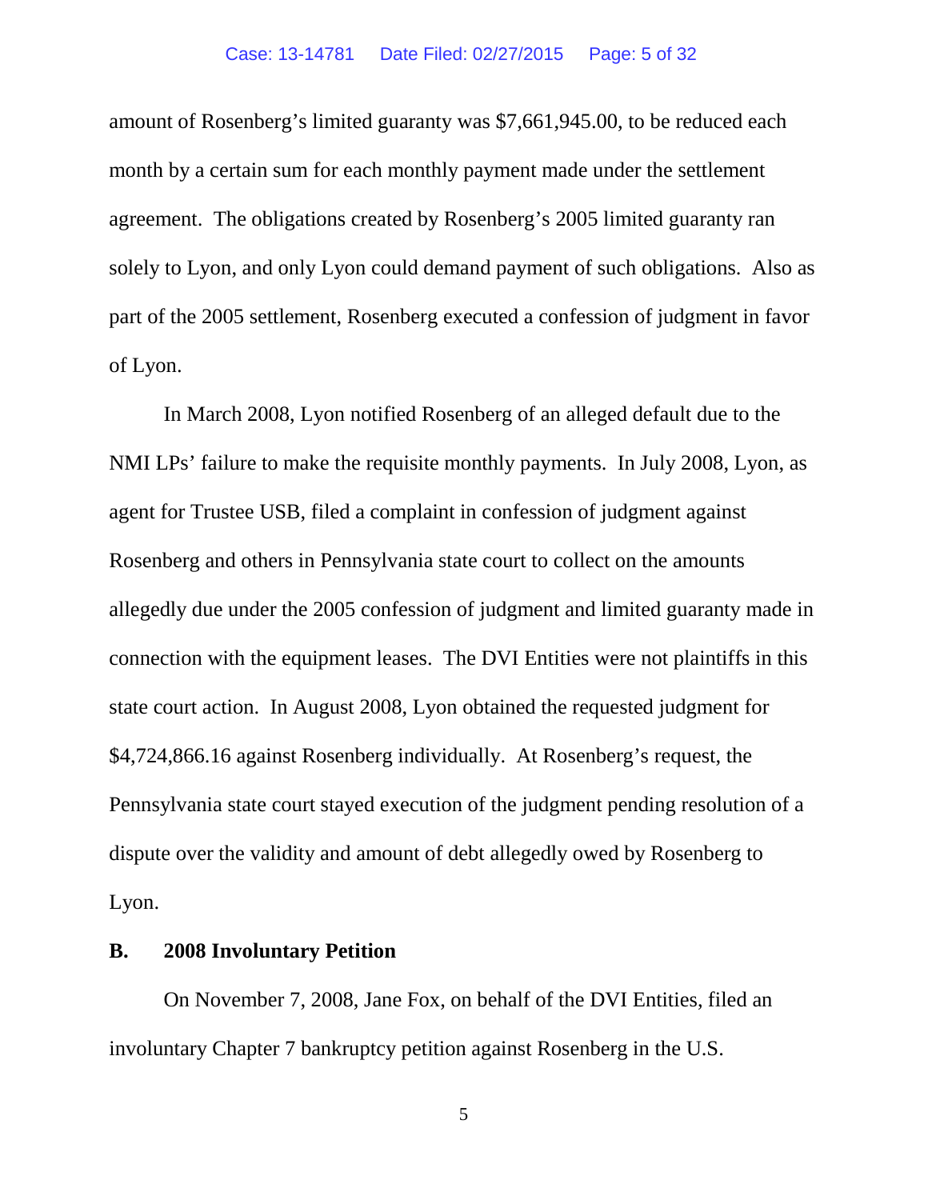amount of Rosenberg's limited guaranty was $7,661,945.00, to be reduced each month by a certain sum for each monthly payment made under the settlement agreement. The obligations created by Rosenberg's 2005 limited guaranty ran solely to Lyon, and only Lyon could demand payment of such obligations. Also as part of the 2005 settlement, Rosenberg executed a confession of judgment in favor of Lyon.

In March 2008, Lyon notified Rosenberg of an alleged default due to the NMI LPs' failure to make the requisite monthly payments. In July 2008, Lyon, as agent for Trustee USB, filed a complaint in confession of judgment against Rosenberg and others in Pennsylvania state court to collect on the amounts allegedly due under the 2005 confession of judgment and limited guaranty made in connection with the equipment leases. The DVI Entities were not plaintiffs in this state court action. In August 2008, Lyon obtained the requested judgment for $4,724,866.16 against Rosenberg individually. At Rosenberg's request, the Pennsylvania state court stayed execution of the judgment pending resolution of a dispute over the validity and amount of debt allegedly owed by Rosenberg to Lyon.

## B. 2008 Involuntary Petition

On November 7, 2008, Jane Fox, on behalf of the DVI Entities, filed an involuntary Chapter 7 bankruptcy petition against Rosenberg in the U.S.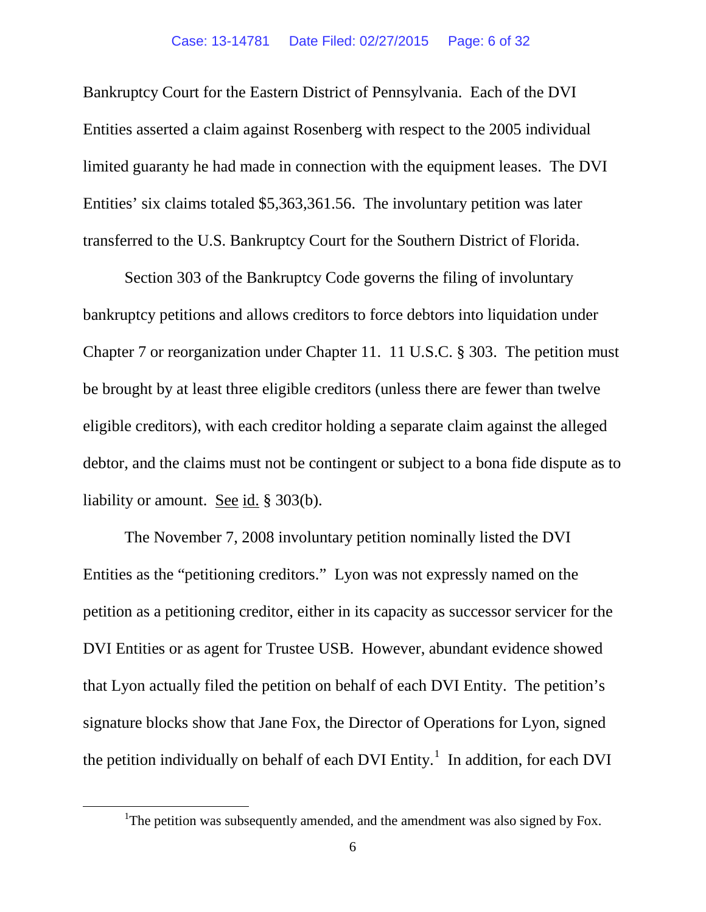Bankruptcy Court for the Eastern District of Pennsylvania. Each of the DVI Entities asserted a claim against Rosenberg with respect to the 2005 individual limited guaranty he had made in connection with the equipment leases. The DVI Entities' six claims totaled $5,363,361.56. The involuntary petition was later transferred to the U.S. Bankruptcy Court for the Southern District of Florida.

Section 303 of the Bankruptcy Code governs the filing of involuntary bankruptcy petitions and allows creditors to force debtors into liquidation under Chapter 7 or reorganization under Chapter 11. 11 U.S.C. § 303. The petition must be brought by at least three eligible creditors (unless there are fewer than twelve eligible creditors), with each creditor holding a separate claim against the alleged debtor, and the claims must not be contingent or subject to a bona fide dispute as to liability or amount. See id. § 303(b).

The November 7, 2008 involuntary petition nominally listed the DVI Entities as the "petitioning creditors." Lyon was not expressly named on the petition as a petitioning creditor, either in its capacity as successor servicer for the DVI Entities or as agent for Trustee USB. However, abundant evidence showed that Lyon actually filed the petition on behalf of each DVI Entity. The petition's signature blocks show that Jane Fox, the Director of Operations for Lyon, signed the petition individually on behalf of each DVI Entity.[1] In addition, for each DVI

[1] The petition was subsequently amended, and the amendment was also signed by Fox.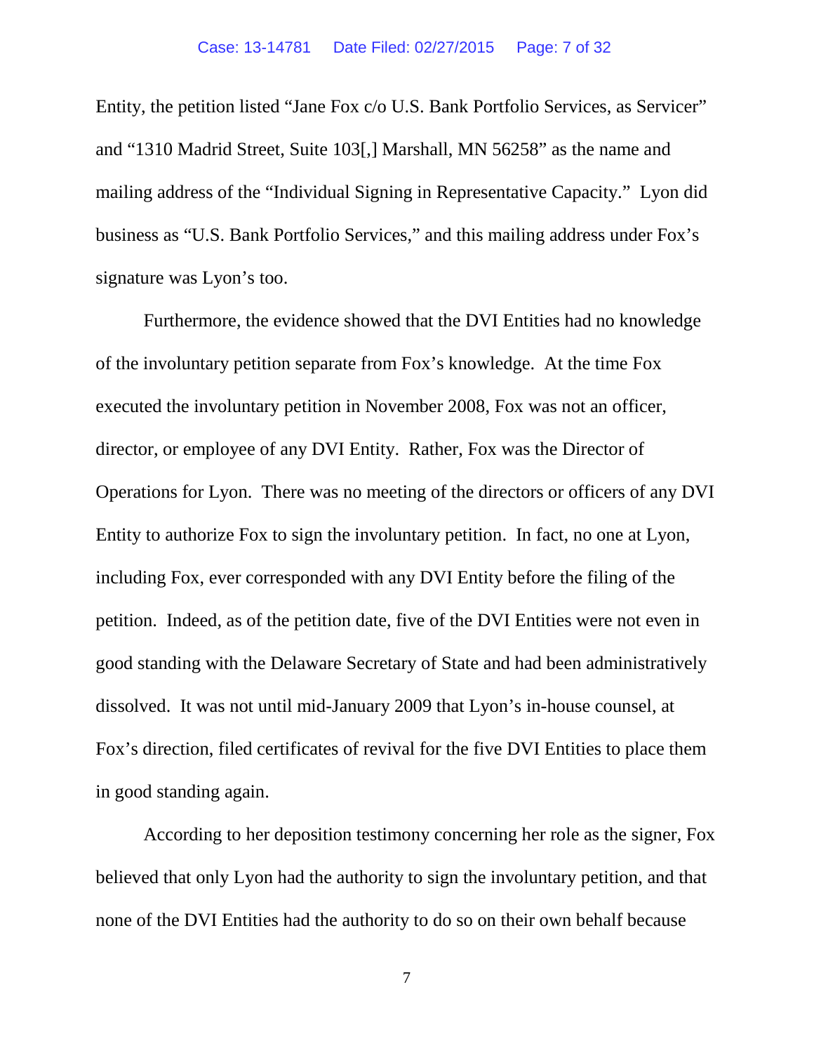Entity, the petition listed "Jane Fox c/o U.S. Bank Portfolio Services, as Servicer" and "1310 Madrid Street, Suite 103[,] Marshall, MN 56258" as the name and mailing address of the "Individual Signing in Representative Capacity." Lyon did business as "U.S. Bank Portfolio Services," and this mailing address under Fox's signature was Lyon's too.

Furthermore, the evidence showed that the DVI Entities had no knowledge of the involuntary petition separate from Fox's knowledge. At the time Fox executed the involuntary petition in November 2008, Fox was not an officer, director, or employee of any DVI Entity. Rather, Fox was the Director of Operations for Lyon. There was no meeting of the directors or officers of any DVI Entity to authorize Fox to sign the involuntary petition. In fact, no one at Lyon, including Fox, ever corresponded with any DVI Entity before the filing of the petition. Indeed, as of the petition date, five of the DVI Entities were not even in good standing with the Delaware Secretary of State and had been administratively dissolved. It was not until mid-January 2009 that Lyon's in-house counsel, at Fox's direction, filed certificates of revival for the five DVI Entities to place them in good standing again.

According to her deposition testimony concerning her role as the signer, Fox believed that only Lyon had the authority to sign the involuntary petition, and that none of the DVI Entities had the authority to do so on their own behalf because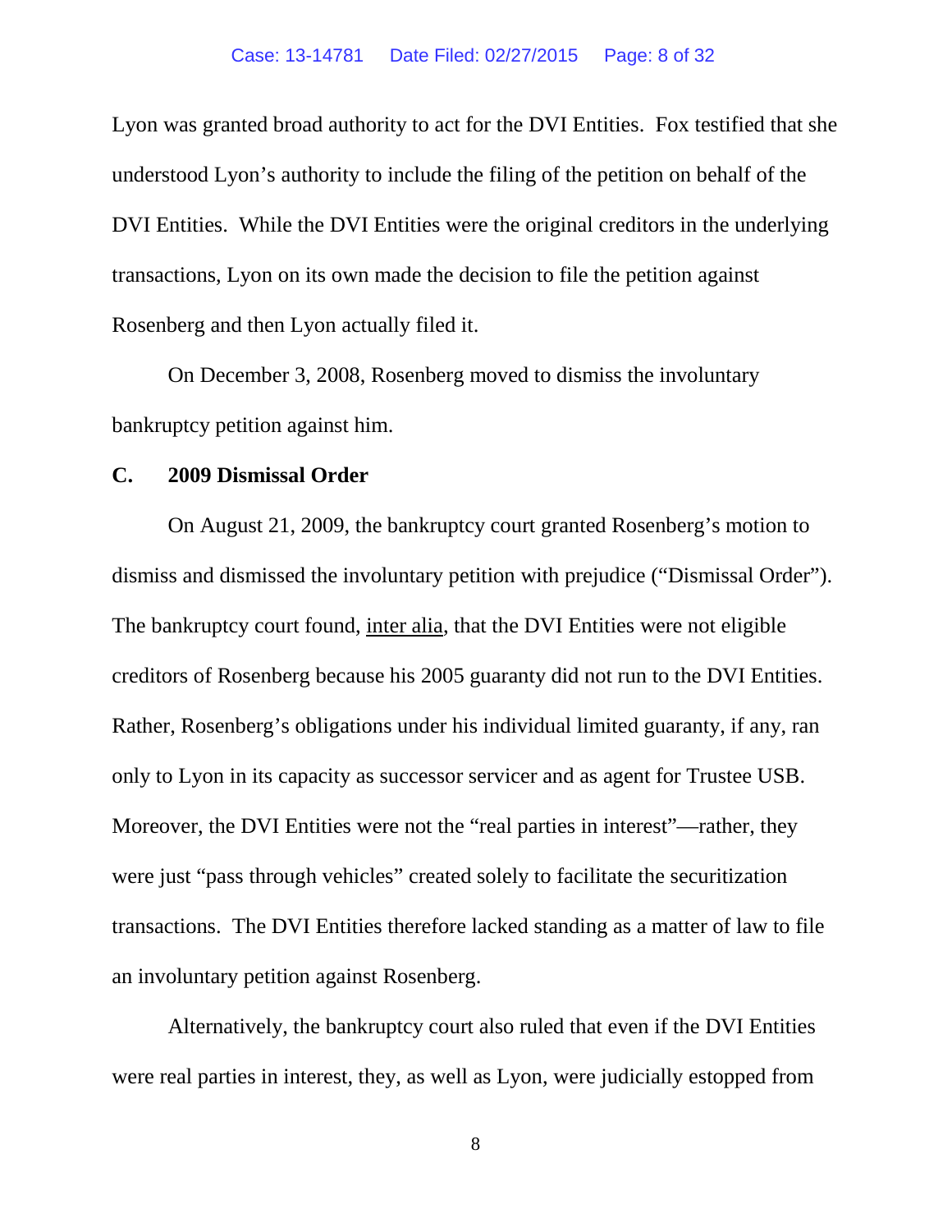Lyon was granted broad authority to act for the DVI Entities. Fox testified that she understood Lyon's authority to include the filing of the petition on behalf of the DVI Entities. While the DVI Entities were the original creditors in the underlying transactions, Lyon on its own made the decision to file the petition against Rosenberg and then Lyon actually filed it.

On December 3, 2008, Rosenberg moved to dismiss the involuntary bankruptcy petition against him.

### C. 2009 Dismissal Order

On August 21, 2009, the bankruptcy court granted Rosenberg's motion to dismiss and dismissed the involuntary petition with prejudice ("Dismissal Order"). The bankruptcy court found, inter alia, that the DVI Entities were not eligible creditors of Rosenberg because his 2005 guaranty did not run to the DVI Entities. Rather, Rosenberg's obligations under his individual limited guaranty, if any, ran only to Lyon in its capacity as successor servicer and as agent for Trustee USB. Moreover, the DVI Entities were not the "real parties in interest"—rather, they were just "pass through vehicles" created solely to facilitate the securitization transactions. The DVI Entities therefore lacked standing as a matter of law to file an involuntary petition against Rosenberg.

Alternatively, the bankruptcy court also ruled that even if the DVI Entities were real parties in interest, they, as well as Lyon, were judicially estopped from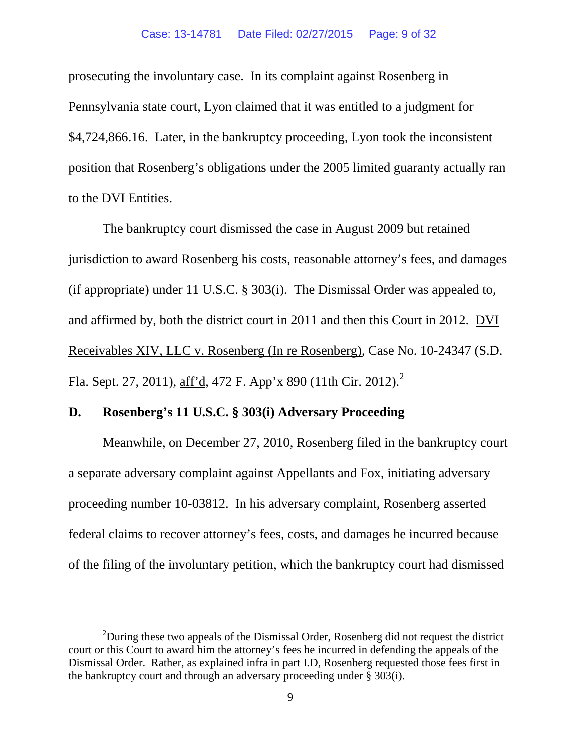prosecuting the involuntary case. In its complaint against Rosenberg in Pennsylvania state court, Lyon claimed that it was entitled to a judgment for $4,724,866.16. Later, in the bankruptcy proceeding, Lyon took the inconsistent position that Rosenberg's obligations under the 2005 limited guaranty actually ran to the DVI Entities.

The bankruptcy court dismissed the case in August 2009 but retained jurisdiction to award Rosenberg his costs, reasonable attorney's fees, and damages (if appropriate) under 11 U.S.C. § 303(i). The Dismissal Order was appealed to, and affirmed by, both the district court in 2011 and then this Court in 2012. DVI Receivables XIV, LLC v. Rosenberg (In re Rosenberg), Case No. 10-24347 (S.D. Fla. Sept. 27, 2011), aff'd, 472 F. App'x 890 (11th Cir. 2012).[2]

**D. Rosenberg's 11 U.S.C. § 303(i) Adversary Proceeding**

Meanwhile, on December 27, 2010, Rosenberg filed in the bankruptcy court a separate adversary complaint against Appellants and Fox, initiating adversary proceeding number 10-03812. In his adversary complaint, Rosenberg asserted federal claims to recover attorney's fees, costs, and damages he incurred because of the filing of the involuntary petition, which the bankruptcy court had dismissed

[2] During these two appeals of the Dismissal Order, Rosenberg did not request the district court or this Court to award him the attorney's fees he incurred in defending the appeals of the Dismissal Order. Rather, as explained infra in part I.D, Rosenberg requested those fees first in the bankruptcy court and through an adversary proceeding under § 303(i).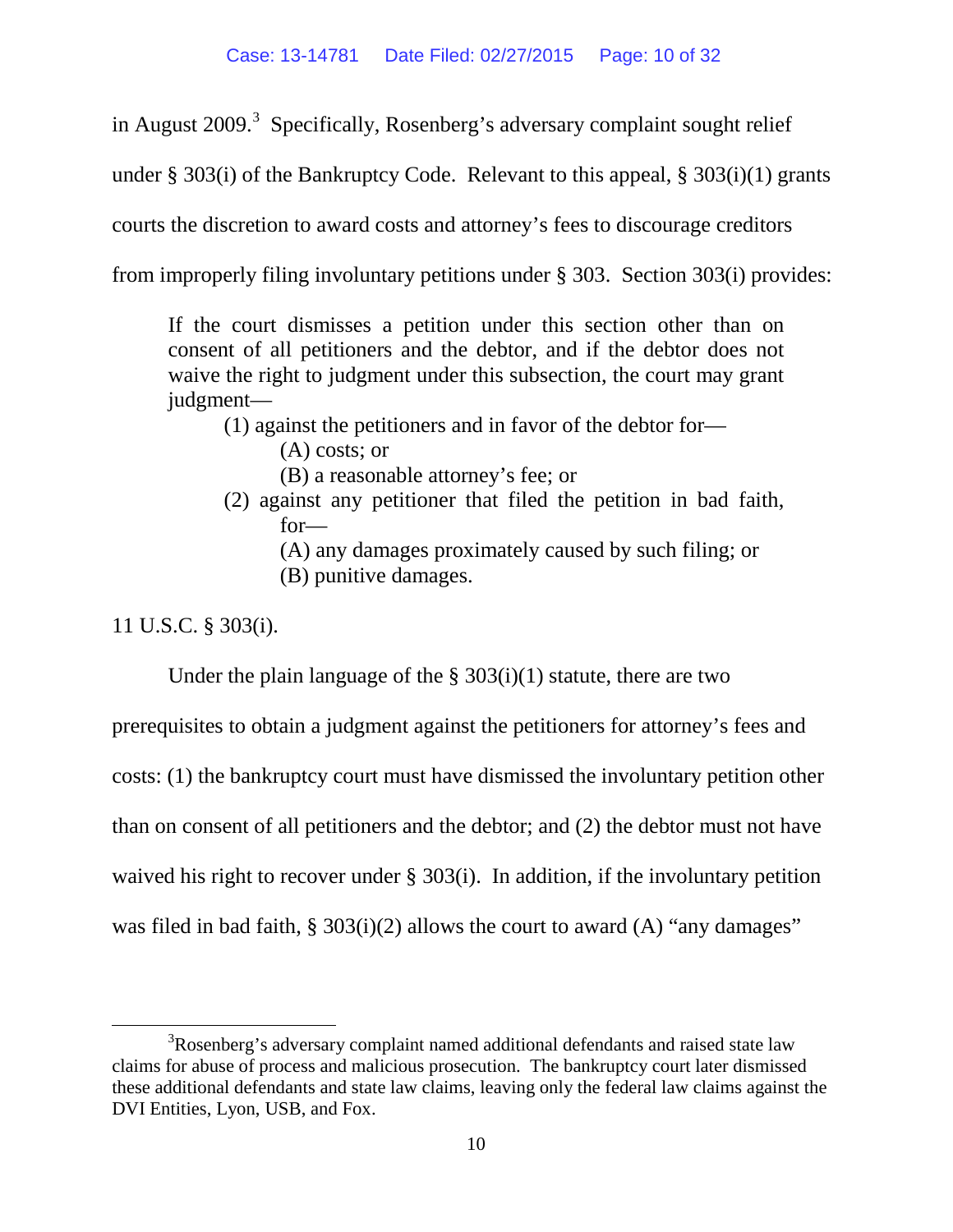in August 2009.[3] Specifically, Rosenberg's adversary complaint sought relief under § 303(i) of the Bankruptcy Code. Relevant to this appeal, § 303(i)(1) grants courts the discretion to award costs and attorney's fees to discourage creditors from improperly filing involuntary petitions under § 303. Section 303(i) provides:

> If the court dismisses a petition under this section other than on consent of all petitioners and the debtor, and if the debtor does not waive the right to judgment under this subsection, the court may grant judgment—
>
> (1) against the petitioners and in favor of the debtor for—
>
> (A) costs; or
>
> (B) a reasonable attorney's fee; or
>
> (2) against any petitioner that filed the petition in bad faith, for—
>
> (A) any damages proximately caused by such filing; or
>
> (B) punitive damages.

11 U.S.C. § 303(i).

Under the plain language of the § 303(i)(1) statute, there are two prerequisites to obtain a judgment against the petitioners for attorney's fees and costs: (1) the bankruptcy court must have dismissed the involuntary petition other than on consent of all petitioners and the debtor; and (2) the debtor must not have waived his right to recover under § 303(i). In addition, if the involuntary petition was filed in bad faith, § 303(i)(2) allows the court to award (A) "any damages"

---

[3] Rosenberg's adversary complaint named additional defendants and raised state law claims for abuse of process and malicious prosecution. The bankruptcy court later dismissed these additional defendants and state law claims, leaving only the federal law claims against the DVI Entities, Lyon, USB, and Fox.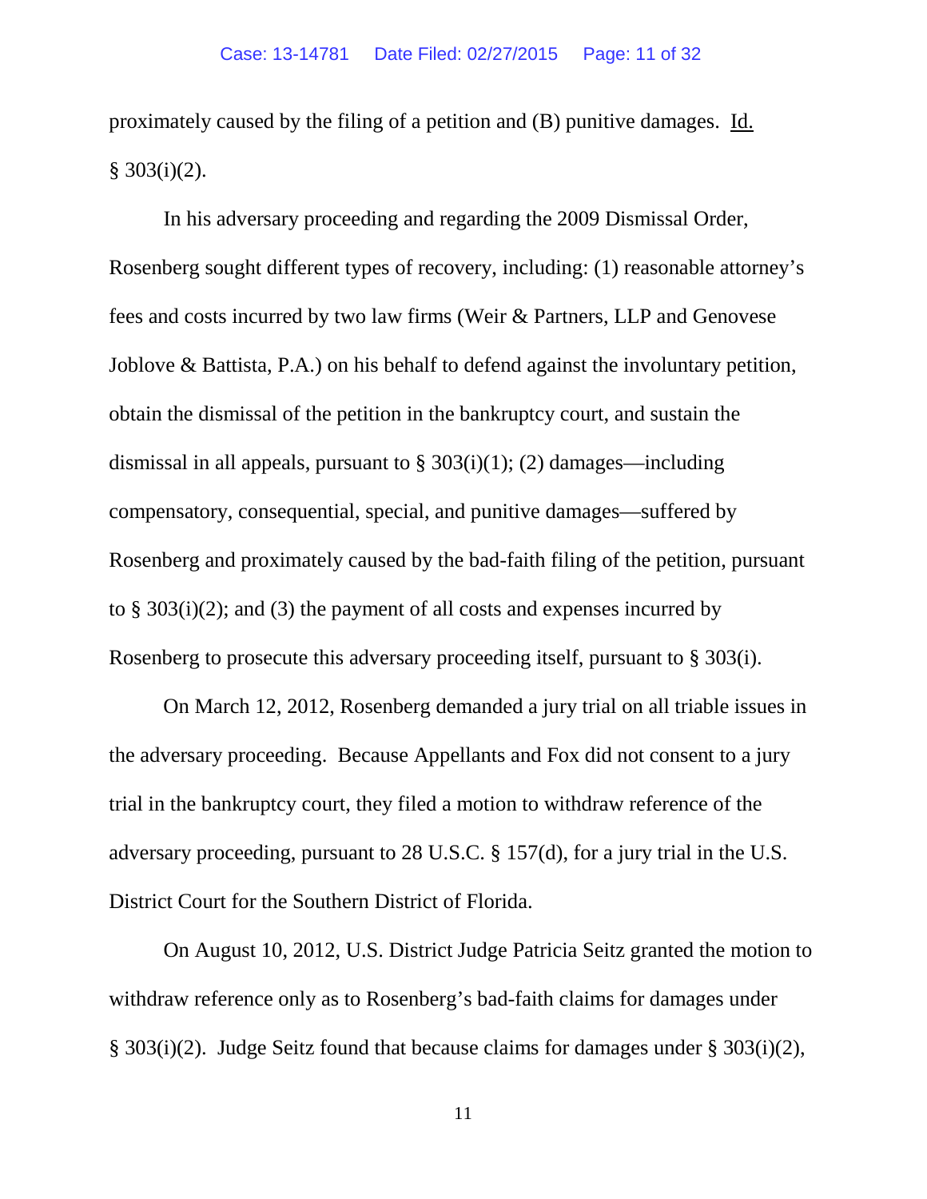proximately caused by the filing of a petition and (B) punitive damages. Id. § 303(i)(2).

In his adversary proceeding and regarding the 2009 Dismissal Order, Rosenberg sought different types of recovery, including: (1) reasonable attorney's fees and costs incurred by two law firms (Weir & Partners, LLP and Genovese Joblove & Battista, P.A.) on his behalf to defend against the involuntary petition, obtain the dismissal of the petition in the bankruptcy court, and sustain the dismissal in all appeals, pursuant to § 303(i)(1); (2) damages—including compensatory, consequential, special, and punitive damages—suffered by Rosenberg and proximately caused by the bad-faith filing of the petition, pursuant to § 303(i)(2); and (3) the payment of all costs and expenses incurred by Rosenberg to prosecute this adversary proceeding itself, pursuant to § 303(i).

On March 12, 2012, Rosenberg demanded a jury trial on all triable issues in the adversary proceeding. Because Appellants and Fox did not consent to a jury trial in the bankruptcy court, they filed a motion to withdraw reference of the adversary proceeding, pursuant to 28 U.S.C. § 157(d), for a jury trial in the U.S. District Court for the Southern District of Florida.

On August 10, 2012, U.S. District Judge Patricia Seitz granted the motion to withdraw reference only as to Rosenberg's bad-faith claims for damages under § 303(i)(2). Judge Seitz found that because claims for damages under § 303(i)(2),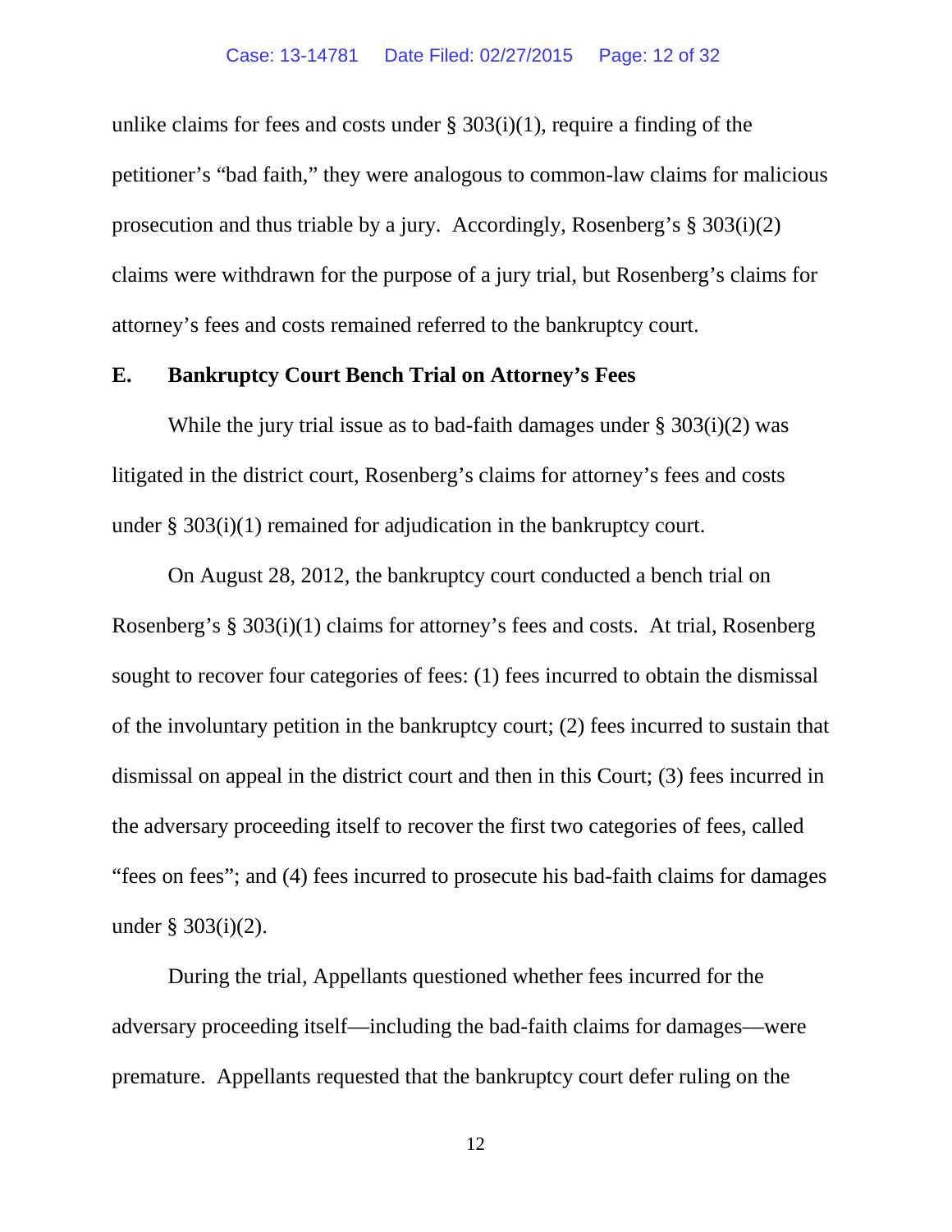unlike claims for fees and costs under § 303(i)(1), require a finding of the petitioner's "bad faith," they were analogous to common-law claims for malicious prosecution and thus triable by a jury. Accordingly, Rosenberg's § 303(i)(2) claims were withdrawn for the purpose of a jury trial, but Rosenberg's claims for attorney's fees and costs remained referred to the bankruptcy court.

### E. Bankruptcy Court Bench Trial on Attorney's Fees

While the jury trial issue as to bad-faith damages under § 303(i)(2) was litigated in the district court, Rosenberg's claims for attorney's fees and costs under § 303(i)(1) remained for adjudication in the bankruptcy court.

On August 28, 2012, the bankruptcy court conducted a bench trial on Rosenberg's § 303(i)(1) claims for attorney's fees and costs. At trial, Rosenberg sought to recover four categories of fees: (1) fees incurred to obtain the dismissal of the involuntary petition in the bankruptcy court; (2) fees incurred to sustain that dismissal on appeal in the district court and then in this Court; (3) fees incurred in the adversary proceeding itself to recover the first two categories of fees, called "fees on fees"; and (4) fees incurred to prosecute his bad-faith claims for damages under § 303(i)(2).

During the trial, Appellants questioned whether fees incurred for the adversary proceeding itself—including the bad-faith claims for damages—were premature. Appellants requested that the bankruptcy court defer ruling on the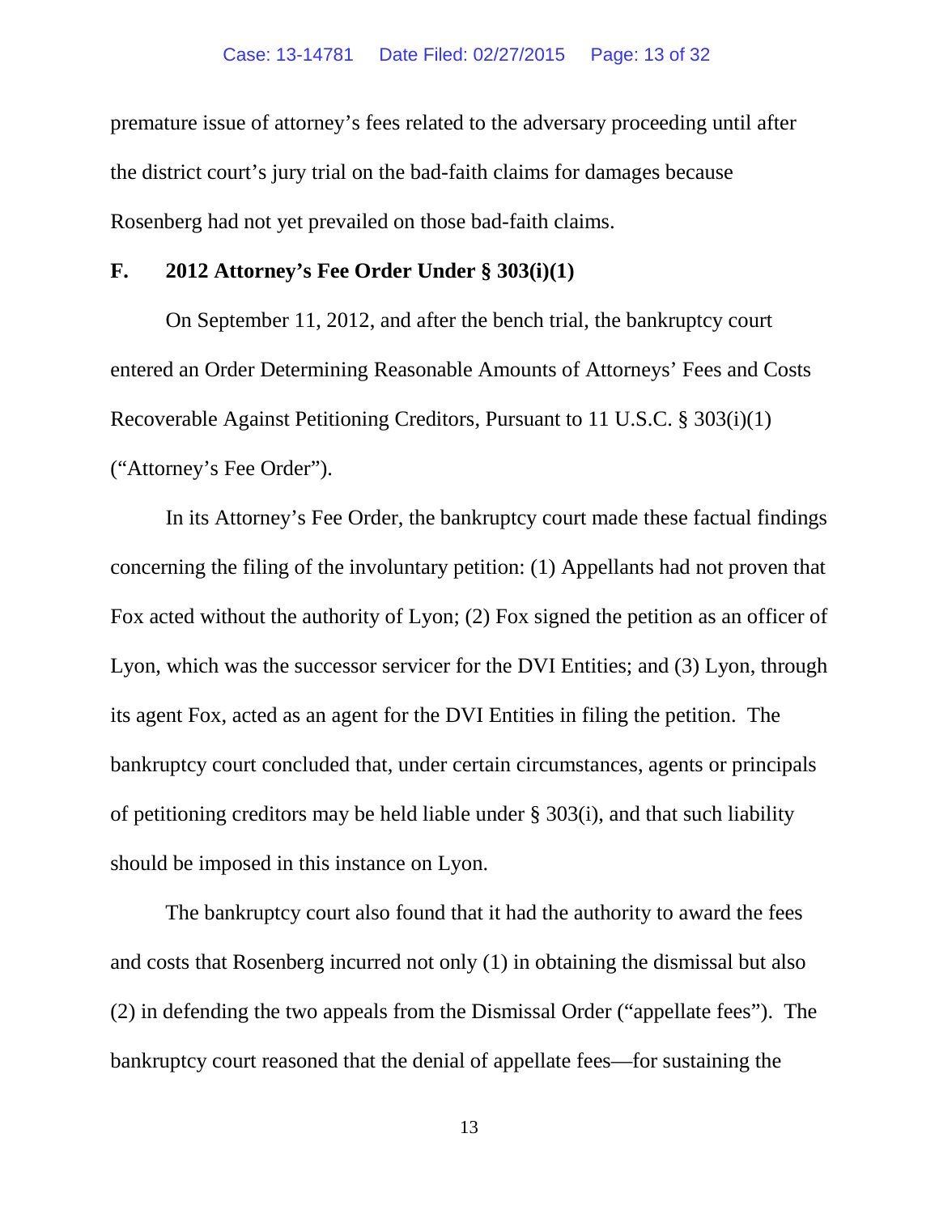premature issue of attorney's fees related to the adversary proceeding until after the district court's jury trial on the bad-faith claims for damages because Rosenberg had not yet prevailed on those bad-faith claims.

## F. 2012 Attorney's Fee Order Under § 303(i)(1)

On September 11, 2012, and after the bench trial, the bankruptcy court entered an Order Determining Reasonable Amounts of Attorneys' Fees and Costs Recoverable Against Petitioning Creditors, Pursuant to 11 U.S.C. § 303(i)(1) ("Attorney's Fee Order").

In its Attorney's Fee Order, the bankruptcy court made these factual findings concerning the filing of the involuntary petition: (1) Appellants had not proven that Fox acted without the authority of Lyon; (2) Fox signed the petition as an officer of Lyon, which was the successor servicer for the DVI Entities; and (3) Lyon, through its agent Fox, acted as an agent for the DVI Entities in filing the petition. The bankruptcy court concluded that, under certain circumstances, agents or principals of petitioning creditors may be held liable under § 303(i), and that such liability should be imposed in this instance on Lyon.

The bankruptcy court also found that it had the authority to award the fees and costs that Rosenberg incurred not only (1) in obtaining the dismissal but also (2) in defending the two appeals from the Dismissal Order ("appellate fees"). The bankruptcy court reasoned that the denial of appellate fees—for sustaining the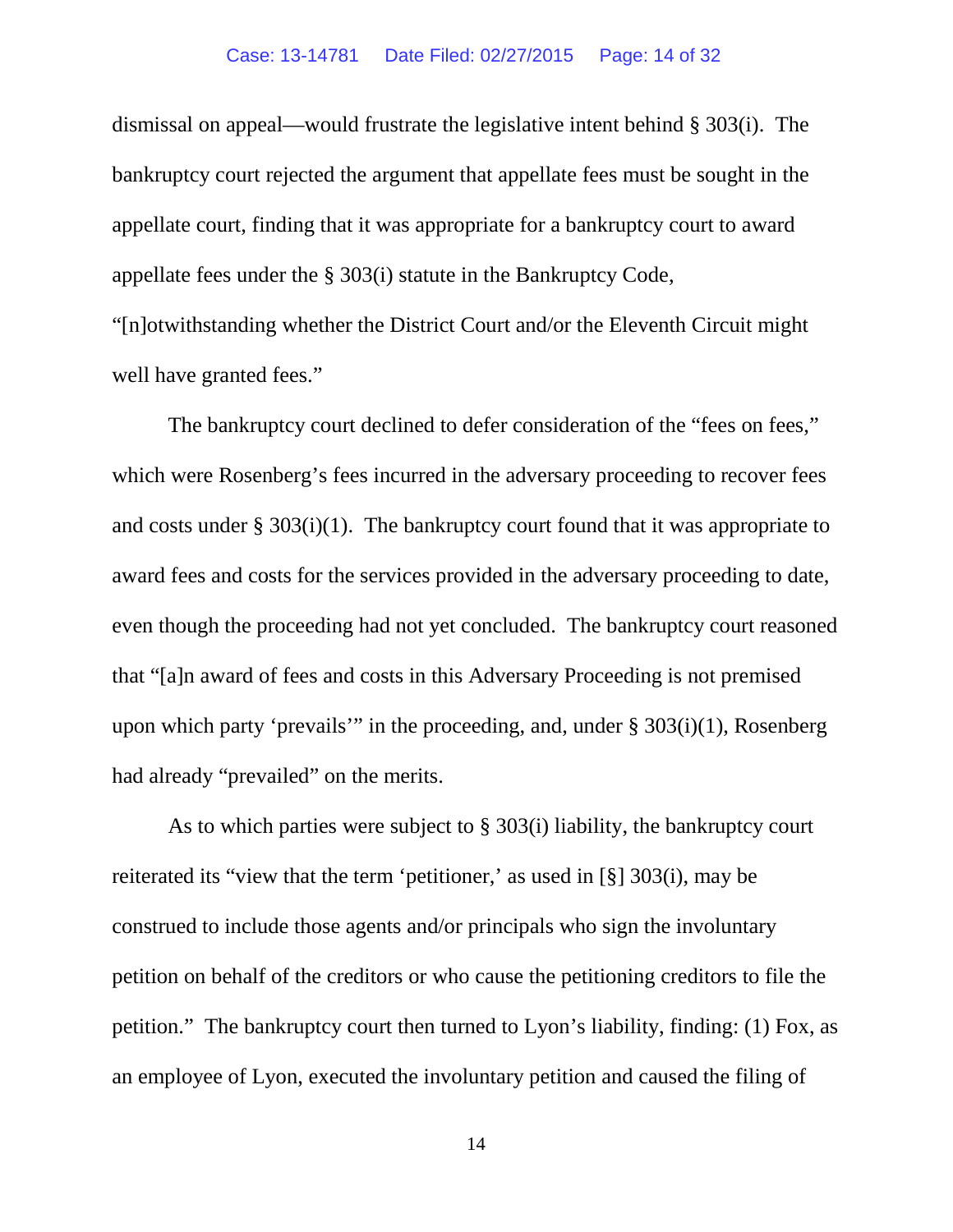dismissal on appeal—would frustrate the legislative intent behind § 303(i). The bankruptcy court rejected the argument that appellate fees must be sought in the appellate court, finding that it was appropriate for a bankruptcy court to award appellate fees under the § 303(i) statute in the Bankruptcy Code, "[n]otwithstanding whether the District Court and/or the Eleventh Circuit might well have granted fees."

The bankruptcy court declined to defer consideration of the "fees on fees," which were Rosenberg's fees incurred in the adversary proceeding to recover fees and costs under § 303(i)(1). The bankruptcy court found that it was appropriate to award fees and costs for the services provided in the adversary proceeding to date, even though the proceeding had not yet concluded. The bankruptcy court reasoned that "[a]n award of fees and costs in this Adversary Proceeding is not premised upon which party 'prevails'" in the proceeding, and, under § 303(i)(1), Rosenberg had already "prevailed" on the merits.

As to which parties were subject to § 303(i) liability, the bankruptcy court reiterated its "view that the term 'petitioner,' as used in [§] 303(i), may be construed to include those agents and/or principals who sign the involuntary petition on behalf of the creditors or who cause the petitioning creditors to file the petition." The bankruptcy court then turned to Lyon's liability, finding: (1) Fox, as an employee of Lyon, executed the involuntary petition and caused the filing of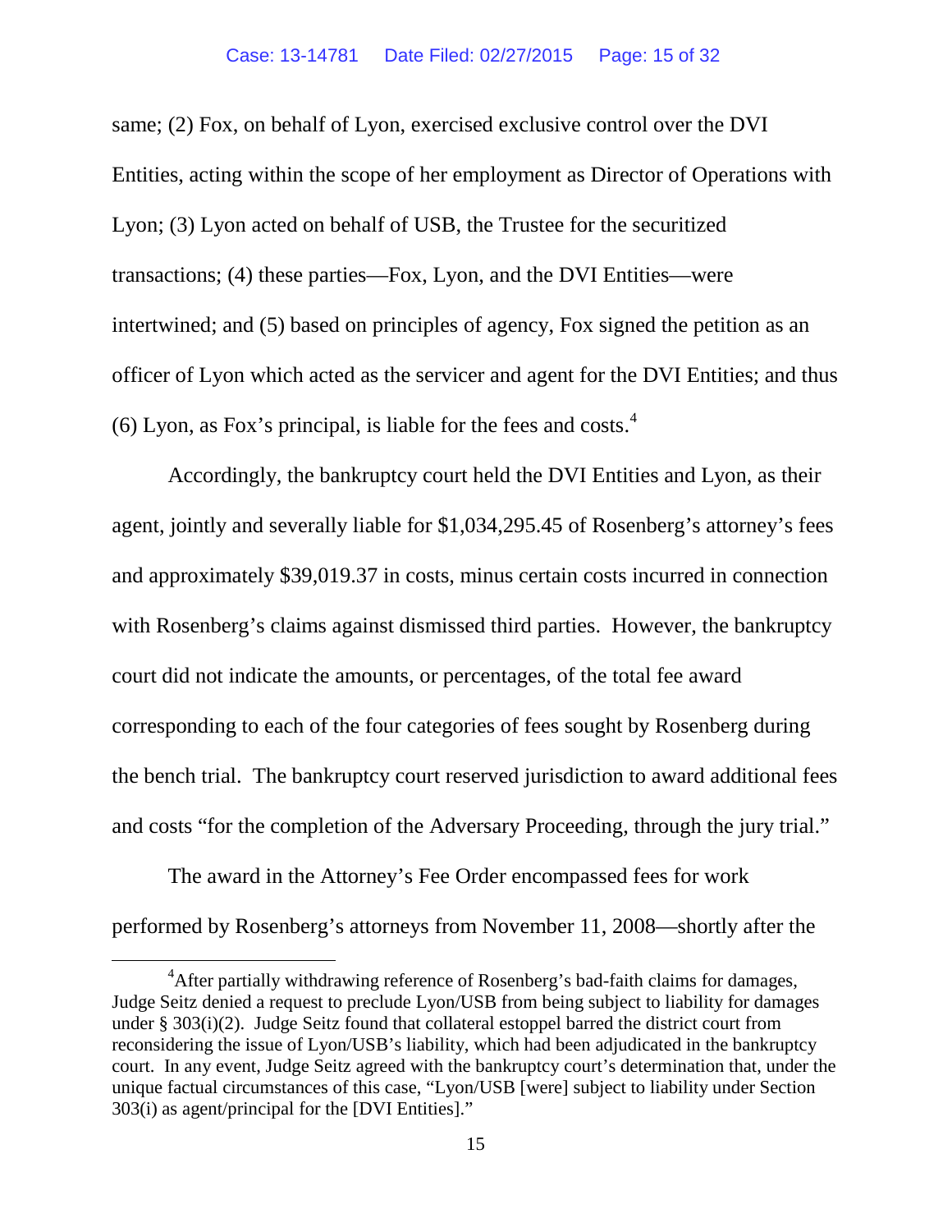same; (2) Fox, on behalf of Lyon, exercised exclusive control over the DVI Entities, acting within the scope of her employment as Director of Operations with Lyon; (3) Lyon acted on behalf of USB, the Trustee for the securitized transactions; (4) these parties—Fox, Lyon, and the DVI Entities—were intertwined; and (5) based on principles of agency, Fox signed the petition as an officer of Lyon which acted as the servicer and agent for the DVI Entities; and thus (6) Lyon, as Fox's principal, is liable for the fees and costs.[4]

Accordingly, the bankruptcy court held the DVI Entities and Lyon, as their agent, jointly and severally liable for $1,034,295.45 of Rosenberg's attorney's fees and approximately $39,019.37 in costs, minus certain costs incurred in connection with Rosenberg's claims against dismissed third parties. However, the bankruptcy court did not indicate the amounts, or percentages, of the total fee award corresponding to each of the four categories of fees sought by Rosenberg during the bench trial. The bankruptcy court reserved jurisdiction to award additional fees and costs "for the completion of the Adversary Proceeding, through the jury trial."

The award in the Attorney's Fee Order encompassed fees for work performed by Rosenberg's attorneys from November 11, 2008—shortly after the

---

[4] After partially withdrawing reference of Rosenberg's bad-faith claims for damages, Judge Seitz denied a request to preclude Lyon/USB from being subject to liability for damages under § 303(i)(2). Judge Seitz found that collateral estoppel barred the district court from reconsidering the issue of Lyon/USB's liability, which had been adjudicated in the bankruptcy court. In any event, Judge Seitz agreed with the bankruptcy court's determination that, under the unique factual circumstances of this case, "Lyon/USB [were] subject to liability under Section 303(i) as agent/principal for the [DVI Entities]."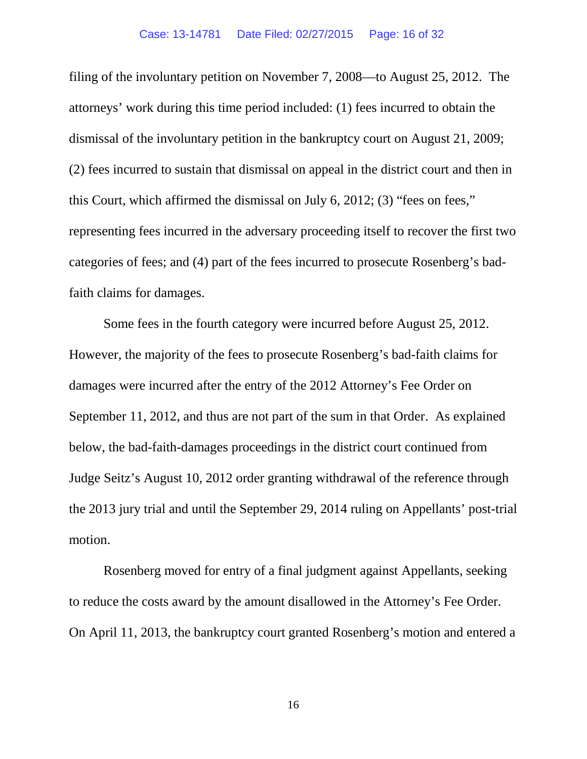filing of the involuntary petition on November 7, 2008—to August 25, 2012. The attorneys' work during this time period included: (1) fees incurred to obtain the dismissal of the involuntary petition in the bankruptcy court on August 21, 2009; (2) fees incurred to sustain that dismissal on appeal in the district court and then in this Court, which affirmed the dismissal on July 6, 2012; (3) "fees on fees," representing fees incurred in the adversary proceeding itself to recover the first two categories of fees; and (4) part of the fees incurred to prosecute Rosenberg's bad-faith claims for damages.

Some fees in the fourth category were incurred before August 25, 2012. However, the majority of the fees to prosecute Rosenberg's bad-faith claims for damages were incurred after the entry of the 2012 Attorney's Fee Order on September 11, 2012, and thus are not part of the sum in that Order. As explained below, the bad-faith-damages proceedings in the district court continued from Judge Seitz's August 10, 2012 order granting withdrawal of the reference through the 2013 jury trial and until the September 29, 2014 ruling on Appellants' post-trial motion.

Rosenberg moved for entry of a final judgment against Appellants, seeking to reduce the costs award by the amount disallowed in the Attorney's Fee Order. On April 11, 2013, the bankruptcy court granted Rosenberg's motion and entered a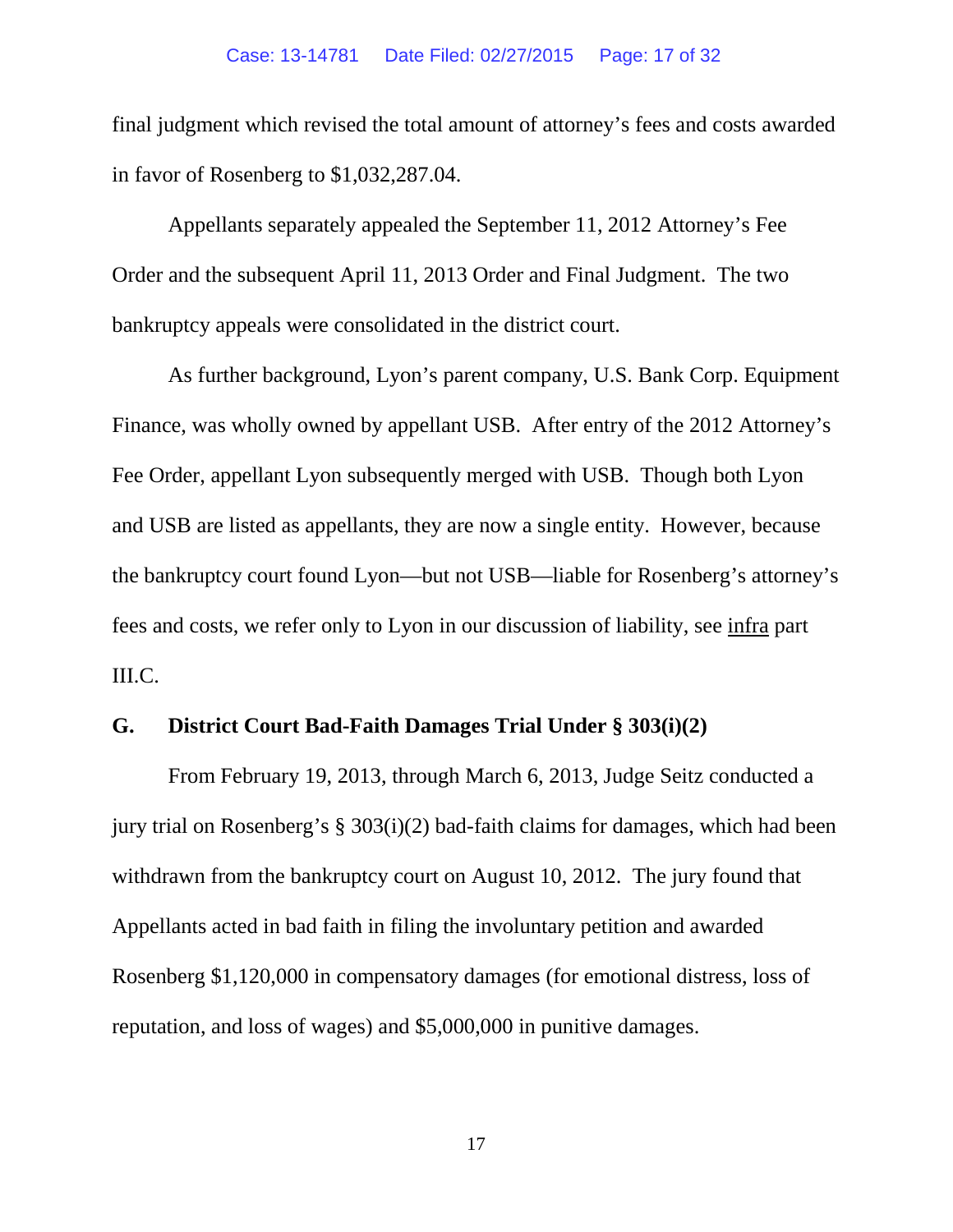final judgment which revised the total amount of attorney's fees and costs awarded in favor of Rosenberg to $1,032,287.04.

Appellants separately appealed the September 11, 2012 Attorney's Fee Order and the subsequent April 11, 2013 Order and Final Judgment. The two bankruptcy appeals were consolidated in the district court.

As further background, Lyon's parent company, U.S. Bank Corp. Equipment Finance, was wholly owned by appellant USB. After entry of the 2012 Attorney's Fee Order, appellant Lyon subsequently merged with USB. Though both Lyon and USB are listed as appellants, they are now a single entity. However, because the bankruptcy court found Lyon—but not USB—liable for Rosenberg's attorney's fees and costs, we refer only to Lyon in our discussion of liability, see <u>infra</u> part III.C.

### G. District Court Bad-Faith Damages Trial Under § 303(i)(2)

From February 19, 2013, through March 6, 2013, Judge Seitz conducted a jury trial on Rosenberg's § 303(i)(2) bad-faith claims for damages, which had been withdrawn from the bankruptcy court on August 10, 2012. The jury found that Appellants acted in bad faith in filing the involuntary petition and awarded Rosenberg $1,120,000 in compensatory damages (for emotional distress, loss of reputation, and loss of wages) and $5,000,000 in punitive damages.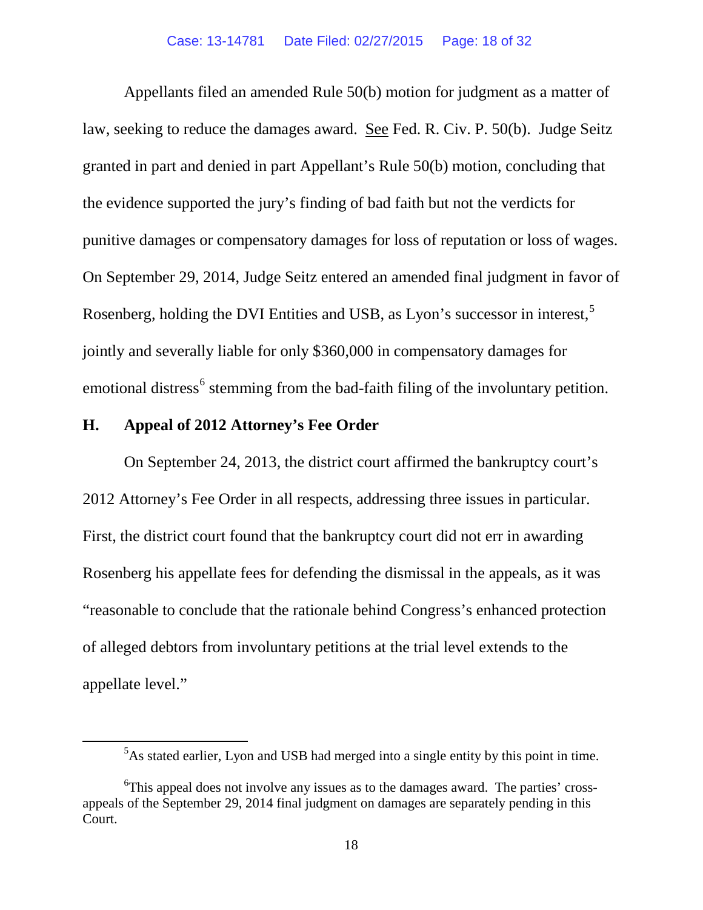Appellants filed an amended Rule 50(b) motion for judgment as a matter of law, seeking to reduce the damages award. See Fed. R. Civ. P. 50(b). Judge Seitz granted in part and denied in part Appellant's Rule 50(b) motion, concluding that the evidence supported the jury's finding of bad faith but not the verdicts for punitive damages or compensatory damages for loss of reputation or loss of wages. On September 29, 2014, Judge Seitz entered an amended final judgment in favor of Rosenberg, holding the DVI Entities and USB, as Lyon's successor in interest,[5] jointly and severally liable for only $360,000 in compensatory damages for emotional distress[6] stemming from the bad-faith filing of the involuntary petition.

### H. Appeal of 2012 Attorney's Fee Order

On September 24, 2013, the district court affirmed the bankruptcy court's 2012 Attorney's Fee Order in all respects, addressing three issues in particular. First, the district court found that the bankruptcy court did not err in awarding Rosenberg his appellate fees for defending the dismissal in the appeals, as it was "reasonable to conclude that the rationale behind Congress's enhanced protection of alleged debtors from involuntary petitions at the trial level extends to the appellate level."

---

[5] As stated earlier, Lyon and USB had merged into a single entity by this point in time.

[6] This appeal does not involve any issues as to the damages award. The parties' cross-appeals of the September 29, 2014 final judgment on damages are separately pending in this Court.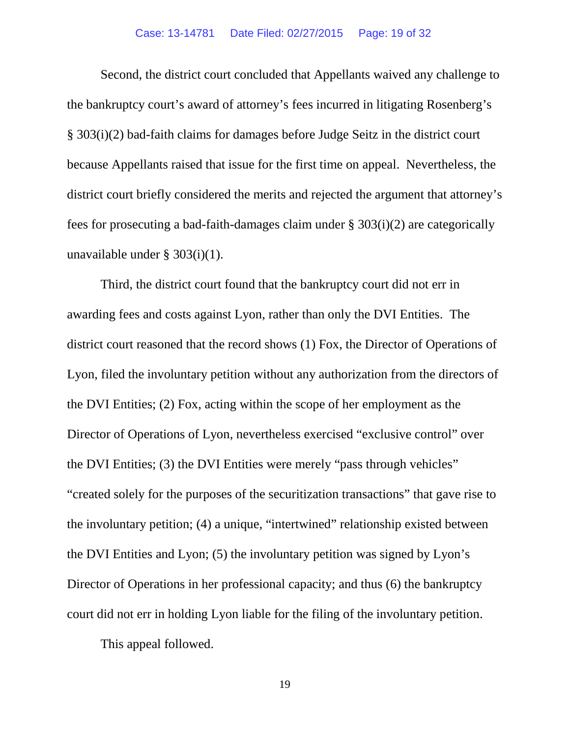Second, the district court concluded that Appellants waived any challenge to the bankruptcy court's award of attorney's fees incurred in litigating Rosenberg's § 303(i)(2) bad-faith claims for damages before Judge Seitz in the district court because Appellants raised that issue for the first time on appeal. Nevertheless, the district court briefly considered the merits and rejected the argument that attorney's fees for prosecuting a bad-faith-damages claim under § 303(i)(2) are categorically unavailable under § 303(i)(1).

Third, the district court found that the bankruptcy court did not err in awarding fees and costs against Lyon, rather than only the DVI Entities. The district court reasoned that the record shows (1) Fox, the Director of Operations of Lyon, filed the involuntary petition without any authorization from the directors of the DVI Entities; (2) Fox, acting within the scope of her employment as the Director of Operations of Lyon, nevertheless exercised "exclusive control" over the DVI Entities; (3) the DVI Entities were merely "pass through vehicles" "created solely for the purposes of the securitization transactions" that gave rise to the involuntary petition; (4) a unique, "intertwined" relationship existed between the DVI Entities and Lyon; (5) the involuntary petition was signed by Lyon's Director of Operations in her professional capacity; and thus (6) the bankruptcy court did not err in holding Lyon liable for the filing of the involuntary petition.

This appeal followed.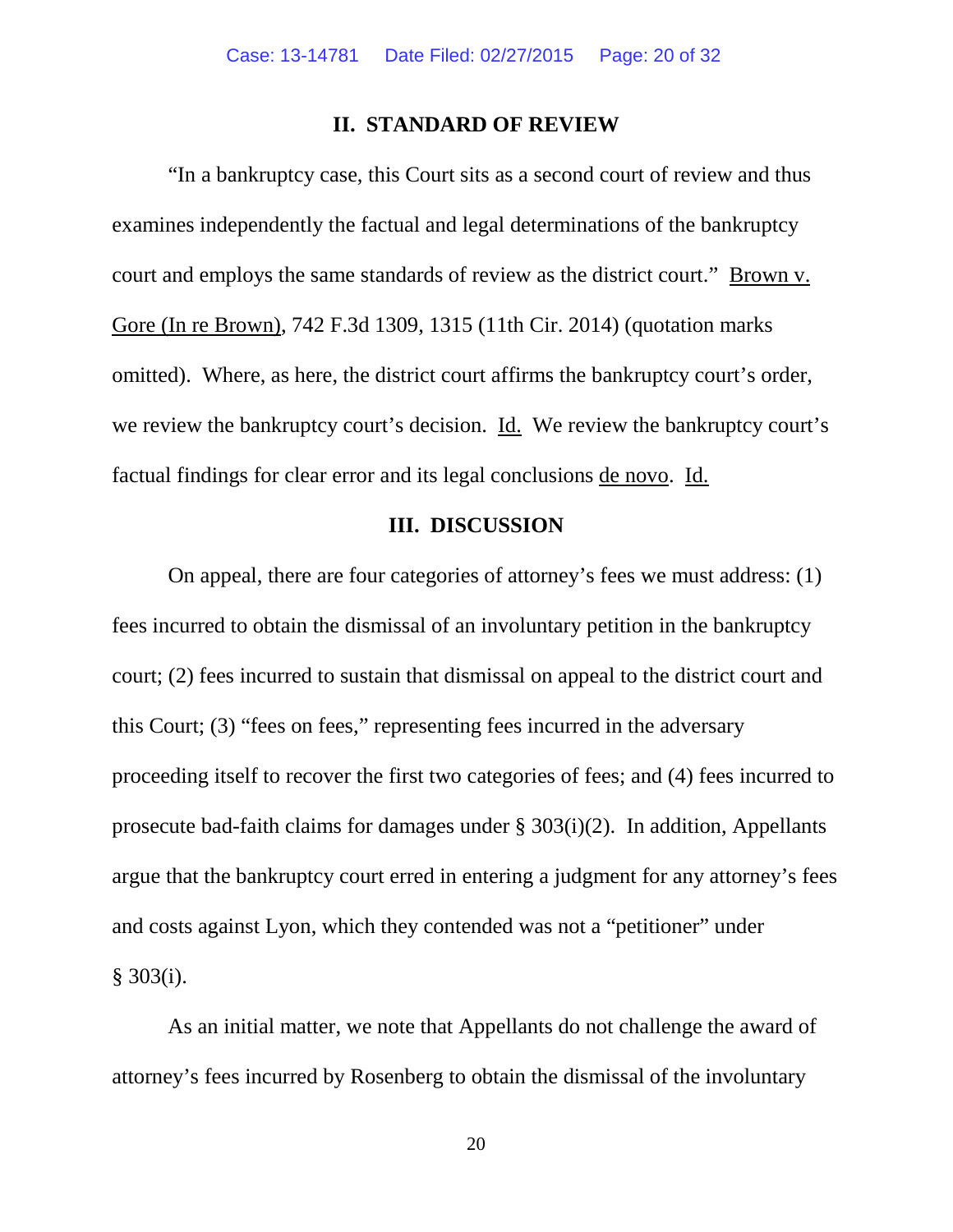## II. STANDARD OF REVIEW

"In a bankruptcy case, this Court sits as a second court of review and thus examines independently the factual and legal determinations of the bankruptcy court and employs the same standards of review as the district court." Brown v. Gore (In re Brown), 742 F.3d 1309, 1315 (11th Cir. 2014) (quotation marks omitted). Where, as here, the district court affirms the bankruptcy court's order, we review the bankruptcy court's decision. Id. We review the bankruptcy court's factual findings for clear error and its legal conclusions de novo. Id.

## III. DISCUSSION

On appeal, there are four categories of attorney's fees we must address: (1) fees incurred to obtain the dismissal of an involuntary petition in the bankruptcy court; (2) fees incurred to sustain that dismissal on appeal to the district court and this Court; (3) "fees on fees," representing fees incurred in the adversary proceeding itself to recover the first two categories of fees; and (4) fees incurred to prosecute bad-faith claims for damages under § 303(i)(2). In addition, Appellants argue that the bankruptcy court erred in entering a judgment for any attorney's fees and costs against Lyon, which they contended was not a "petitioner" under § 303(i).

As an initial matter, we note that Appellants do not challenge the award of attorney's fees incurred by Rosenberg to obtain the dismissal of the involuntary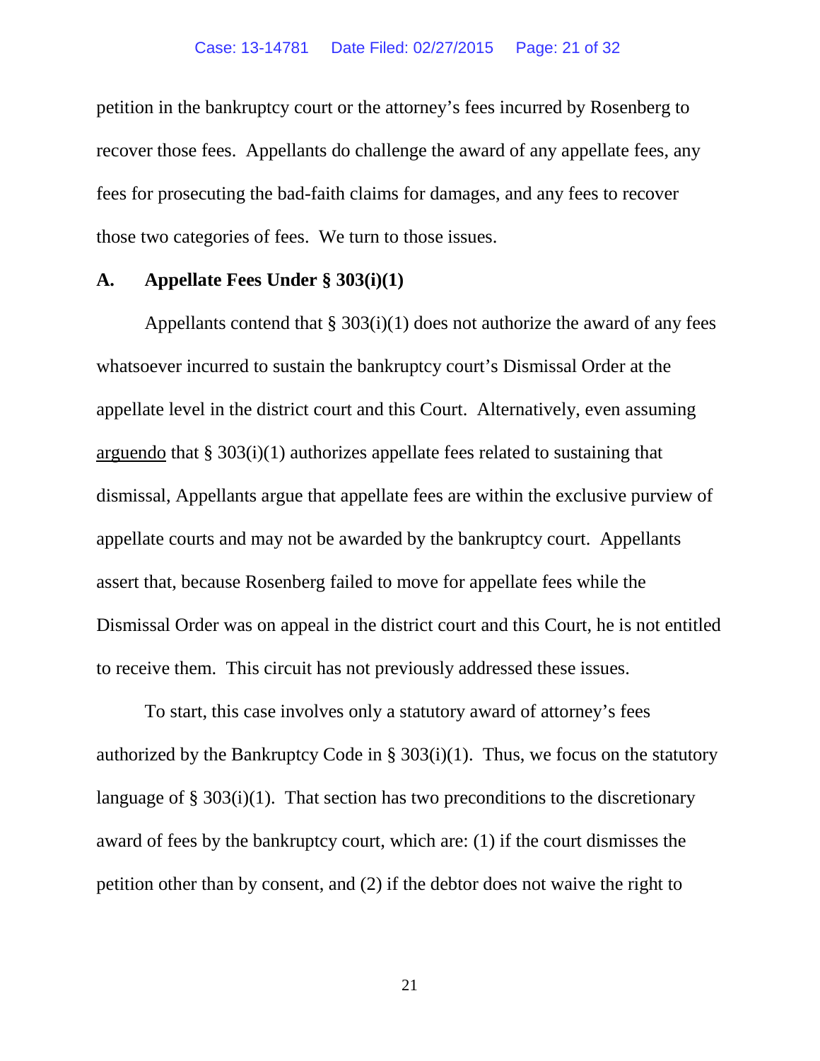petition in the bankruptcy court or the attorney's fees incurred by Rosenberg to recover those fees. Appellants do challenge the award of any appellate fees, any fees for prosecuting the bad-faith claims for damages, and any fees to recover those two categories of fees. We turn to those issues.

### A. Appellate Fees Under § 303(i)(1)

Appellants contend that § 303(i)(1) does not authorize the award of any fees whatsoever incurred to sustain the bankruptcy court's Dismissal Order at the appellate level in the district court and this Court. Alternatively, even assuming arguendo that § 303(i)(1) authorizes appellate fees related to sustaining that dismissal, Appellants argue that appellate fees are within the exclusive purview of appellate courts and may not be awarded by the bankruptcy court. Appellants assert that, because Rosenberg failed to move for appellate fees while the Dismissal Order was on appeal in the district court and this Court, he is not entitled to receive them. This circuit has not previously addressed these issues.

To start, this case involves only a statutory award of attorney's fees authorized by the Bankruptcy Code in § 303(i)(1). Thus, we focus on the statutory language of § 303(i)(1). That section has two preconditions to the discretionary award of fees by the bankruptcy court, which are: (1) if the court dismisses the petition other than by consent, and (2) if the debtor does not waive the right to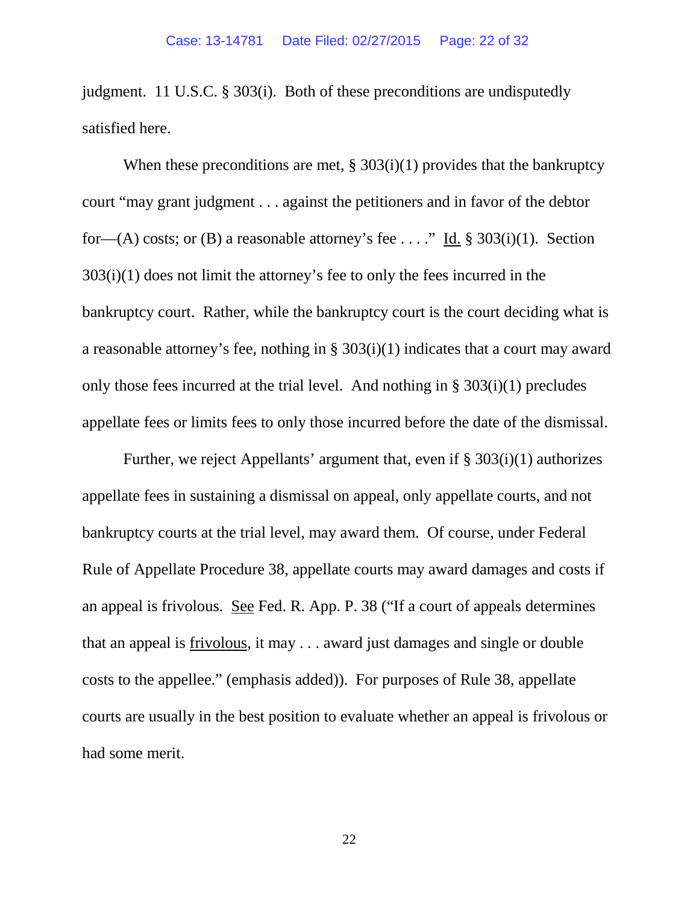judgment. 11 U.S.C. § 303(i). Both of these preconditions are undisputedly satisfied here.

When these preconditions are met, § 303(i)(1) provides that the bankruptcy court "may grant judgment . . . against the petitioners and in favor of the debtor for—(A) costs; or (B) a reasonable attorney's fee . . . ." Id. § 303(i)(1). Section 303(i)(1) does not limit the attorney's fee to only the fees incurred in the bankruptcy court. Rather, while the bankruptcy court is the court deciding what is a reasonable attorney's fee, nothing in § 303(i)(1) indicates that a court may award only those fees incurred at the trial level. And nothing in § 303(i)(1) precludes appellate fees or limits fees to only those incurred before the date of the dismissal.

Further, we reject Appellants' argument that, even if § 303(i)(1) authorizes appellate fees in sustaining a dismissal on appeal, only appellate courts, and not bankruptcy courts at the trial level, may award them. Of course, under Federal Rule of Appellate Procedure 38, appellate courts may award damages and costs if an appeal is frivolous. See Fed. R. App. P. 38 ("If a court of appeals determines that an appeal is frivolous, it may . . . award just damages and single or double costs to the appellee." (emphasis added)). For purposes of Rule 38, appellate courts are usually in the best position to evaluate whether an appeal is frivolous or had some merit.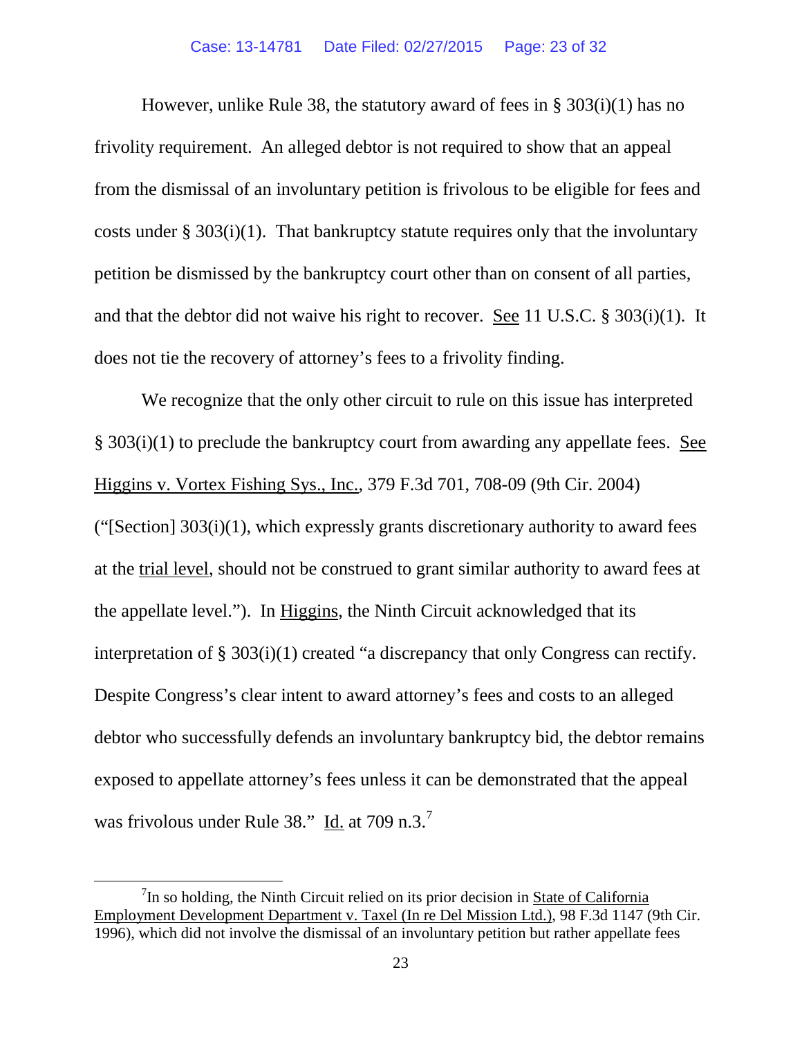However, unlike Rule 38, the statutory award of fees in § 303(i)(1) has no frivolity requirement. An alleged debtor is not required to show that an appeal from the dismissal of an involuntary petition is frivolous to be eligible for fees and costs under § 303(i)(1). That bankruptcy statute requires only that the involuntary petition be dismissed by the bankruptcy court other than on consent of all parties, and that the debtor did not waive his right to recover. See 11 U.S.C. § 303(i)(1). It does not tie the recovery of attorney's fees to a frivolity finding.

We recognize that the only other circuit to rule on this issue has interpreted § 303(i)(1) to preclude the bankruptcy court from awarding any appellate fees. See Higgins v. Vortex Fishing Sys., Inc., 379 F.3d 701, 708-09 (9th Cir. 2004) ("[Section] 303(i)(1), which expressly grants discretionary authority to award fees at the trial level, should not be construed to grant similar authority to award fees at the appellate level."). In Higgins, the Ninth Circuit acknowledged that its interpretation of § 303(i)(1) created "a discrepancy that only Congress can rectify. Despite Congress's clear intent to award attorney's fees and costs to an alleged debtor who successfully defends an involuntary bankruptcy bid, the debtor remains exposed to appellate attorney's fees unless it can be demonstrated that the appeal was frivolous under Rule 38." Id. at 709 n.3.[7]

[7] In so holding, the Ninth Circuit relied on its prior decision in State of California Employment Development Department v. Taxel (In re Del Mission Ltd.), 98 F.3d 1147 (9th Cir. 1996), which did not involve the dismissal of an involuntary petition but rather appellate fees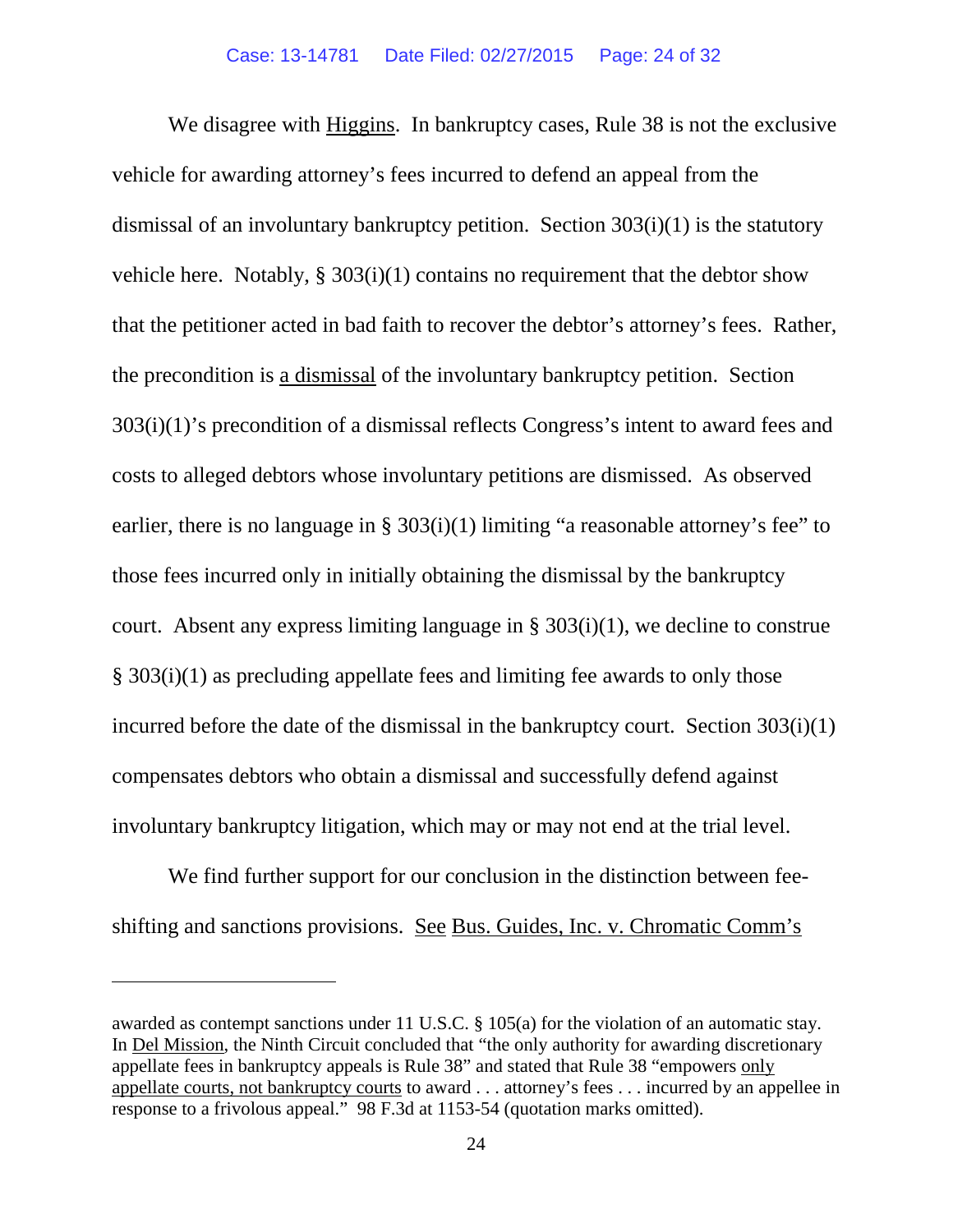We disagree with Higgins. In bankruptcy cases, Rule 38 is not the exclusive vehicle for awarding attorney's fees incurred to defend an appeal from the dismissal of an involuntary bankruptcy petition. Section 303(i)(1) is the statutory vehicle here. Notably, § 303(i)(1) contains no requirement that the debtor show that the petitioner acted in bad faith to recover the debtor's attorney's fees. Rather, the precondition is a dismissal of the involuntary bankruptcy petition. Section 303(i)(1)'s precondition of a dismissal reflects Congress's intent to award fees and costs to alleged debtors whose involuntary petitions are dismissed. As observed earlier, there is no language in § 303(i)(1) limiting "a reasonable attorney's fee" to those fees incurred only in initially obtaining the dismissal by the bankruptcy court. Absent any express limiting language in § 303(i)(1), we decline to construe § 303(i)(1) as precluding appellate fees and limiting fee awards to only those incurred before the date of the dismissal in the bankruptcy court. Section 303(i)(1) compensates debtors who obtain a dismissal and successfully defend against involuntary bankruptcy litigation, which may or may not end at the trial level.

We find further support for our conclusion in the distinction between fee-shifting and sanctions provisions. See Bus. Guides, Inc. v. Chromatic Comm's

---

awarded as contempt sanctions under 11 U.S.C. § 105(a) for the violation of an automatic stay. In Del Mission, the Ninth Circuit concluded that "the only authority for awarding discretionary appellate fees in bankruptcy appeals is Rule 38" and stated that Rule 38 "empowers only appellate courts, not bankruptcy courts to award . . . attorney's fees . . . incurred by an appellee in response to a frivolous appeal." 98 F.3d at 1153-54 (quotation marks omitted).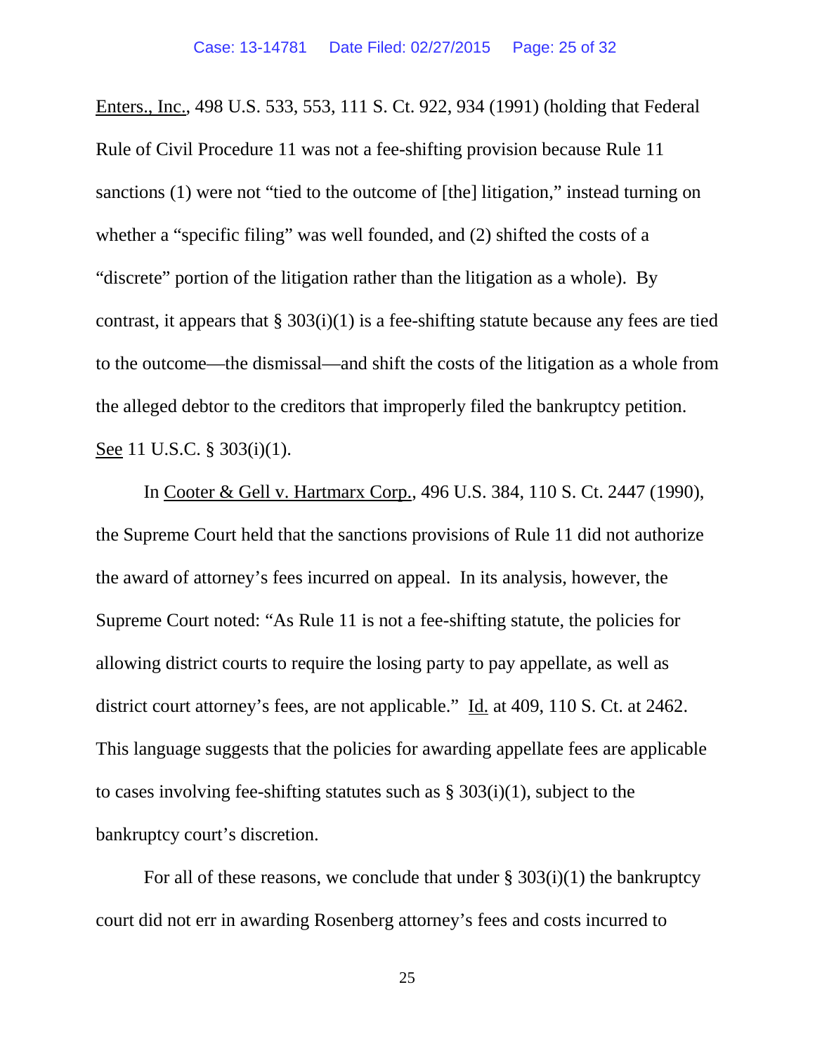Enters., Inc., 498 U.S. 533, 553, 111 S. Ct. 922, 934 (1991) (holding that Federal Rule of Civil Procedure 11 was not a fee-shifting provision because Rule 11 sanctions (1) were not "tied to the outcome of [the] litigation," instead turning on whether a "specific filing" was well founded, and (2) shifted the costs of a "discrete" portion of the litigation rather than the litigation as a whole). By contrast, it appears that § 303(i)(1) is a fee-shifting statute because any fees are tied to the outcome—the dismissal—and shift the costs of the litigation as a whole from the alleged debtor to the creditors that improperly filed the bankruptcy petition. See 11 U.S.C. § 303(i)(1).

In Cooter & Gell v. Hartmarx Corp., 496 U.S. 384, 110 S. Ct. 2447 (1990), the Supreme Court held that the sanctions provisions of Rule 11 did not authorize the award of attorney's fees incurred on appeal. In its analysis, however, the Supreme Court noted: "As Rule 11 is not a fee-shifting statute, the policies for allowing district courts to require the losing party to pay appellate, as well as district court attorney's fees, are not applicable." Id. at 409, 110 S. Ct. at 2462. This language suggests that the policies for awarding appellate fees are applicable to cases involving fee-shifting statutes such as § 303(i)(1), subject to the bankruptcy court's discretion.

For all of these reasons, we conclude that under § 303(i)(1) the bankruptcy court did not err in awarding Rosenberg attorney's fees and costs incurred to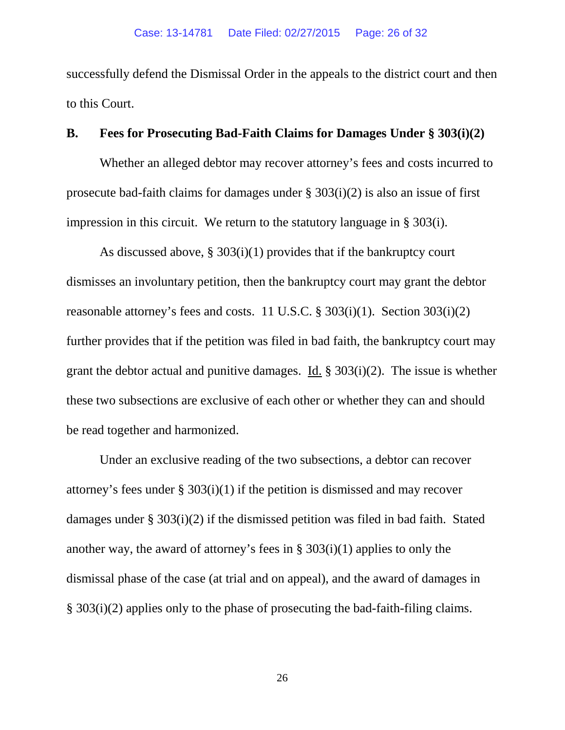successfully defend the Dismissal Order in the appeals to the district court and then to this Court.

**B. Fees for Prosecuting Bad-Faith Claims for Damages Under § 303(i)(2)**

Whether an alleged debtor may recover attorney's fees and costs incurred to prosecute bad-faith claims for damages under § 303(i)(2) is also an issue of first impression in this circuit. We return to the statutory language in § 303(i).

As discussed above, § 303(i)(1) provides that if the bankruptcy court dismisses an involuntary petition, then the bankruptcy court may grant the debtor reasonable attorney's fees and costs. 11 U.S.C. § 303(i)(1). Section 303(i)(2) further provides that if the petition was filed in bad faith, the bankruptcy court may grant the debtor actual and punitive damages. Id. § 303(i)(2). The issue is whether these two subsections are exclusive of each other or whether they can and should be read together and harmonized.

Under an exclusive reading of the two subsections, a debtor can recover attorney's fees under § 303(i)(1) if the petition is dismissed and may recover damages under § 303(i)(2) if the dismissed petition was filed in bad faith. Stated another way, the award of attorney's fees in § 303(i)(1) applies to only the dismissal phase of the case (at trial and on appeal), and the award of damages in § 303(i)(2) applies only to the phase of prosecuting the bad-faith-filing claims.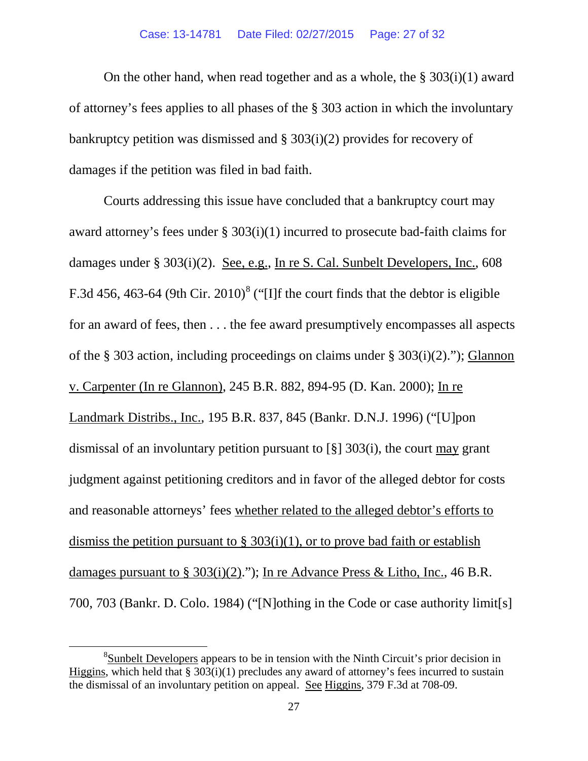On the other hand, when read together and as a whole, the § 303(i)(1) award of attorney's fees applies to all phases of the § 303 action in which the involuntary bankruptcy petition was dismissed and § 303(i)(2) provides for recovery of damages if the petition was filed in bad faith.

Courts addressing this issue have concluded that a bankruptcy court may award attorney's fees under § 303(i)(1) incurred to prosecute bad-faith claims for damages under § 303(i)(2). See, e.g., In re S. Cal. Sunbelt Developers, Inc., 608 F.3d 456, 463-64 (9th Cir. 2010)[8] ("[I]f the court finds that the debtor is eligible for an award of fees, then . . . the fee award presumptively encompasses all aspects of the § 303 action, including proceedings on claims under § 303(i)(2)."); Glannon v. Carpenter (In re Glannon), 245 B.R. 882, 894-95 (D. Kan. 2000); In re Landmark Distribs., Inc., 195 B.R. 837, 845 (Bankr. D.N.J. 1996) ("[U]pon dismissal of an involuntary petition pursuant to [§] 303(i), the court may grant judgment against petitioning creditors and in favor of the alleged debtor for costs and reasonable attorneys' fees whether related to the alleged debtor's efforts to dismiss the petition pursuant to § 303(i)(1), or to prove bad faith or establish damages pursuant to § 303(i)(2)."); In re Advance Press & Litho, Inc., 46 B.R. 700, 703 (Bankr. D. Colo. 1984) ("[N]othing in the Code or case authority limit[s]

[8] Sunbelt Developers appears to be in tension with the Ninth Circuit's prior decision in Higgins, which held that § 303(i)(1) precludes any award of attorney's fees incurred to sustain the dismissal of an involuntary petition on appeal. See Higgins, 379 F.3d at 708-09.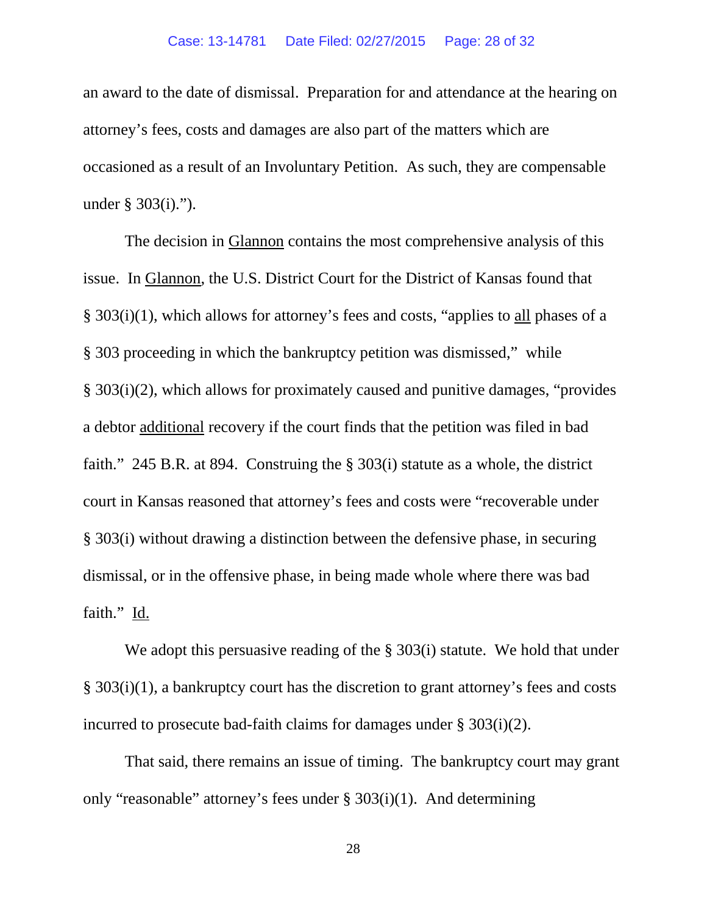an award to the date of dismissal. Preparation for and attendance at the hearing on attorney's fees, costs and damages are also part of the matters which are occasioned as a result of an Involuntary Petition. As such, they are compensable under § 303(i).").

The decision in Glannon contains the most comprehensive analysis of this issue. In Glannon, the U.S. District Court for the District of Kansas found that § 303(i)(1), which allows for attorney's fees and costs, "applies to all phases of a § 303 proceeding in which the bankruptcy petition was dismissed," while § 303(i)(2), which allows for proximately caused and punitive damages, "provides a debtor additional recovery if the court finds that the petition was filed in bad faith." 245 B.R. at 894. Construing the § 303(i) statute as a whole, the district court in Kansas reasoned that attorney's fees and costs were "recoverable under § 303(i) without drawing a distinction between the defensive phase, in securing dismissal, or in the offensive phase, in being made whole where there was bad faith." Id.

We adopt this persuasive reading of the § 303(i) statute. We hold that under § 303(i)(1), a bankruptcy court has the discretion to grant attorney's fees and costs incurred to prosecute bad-faith claims for damages under § 303(i)(2).

That said, there remains an issue of timing. The bankruptcy court may grant only "reasonable" attorney's fees under § 303(i)(1). And determining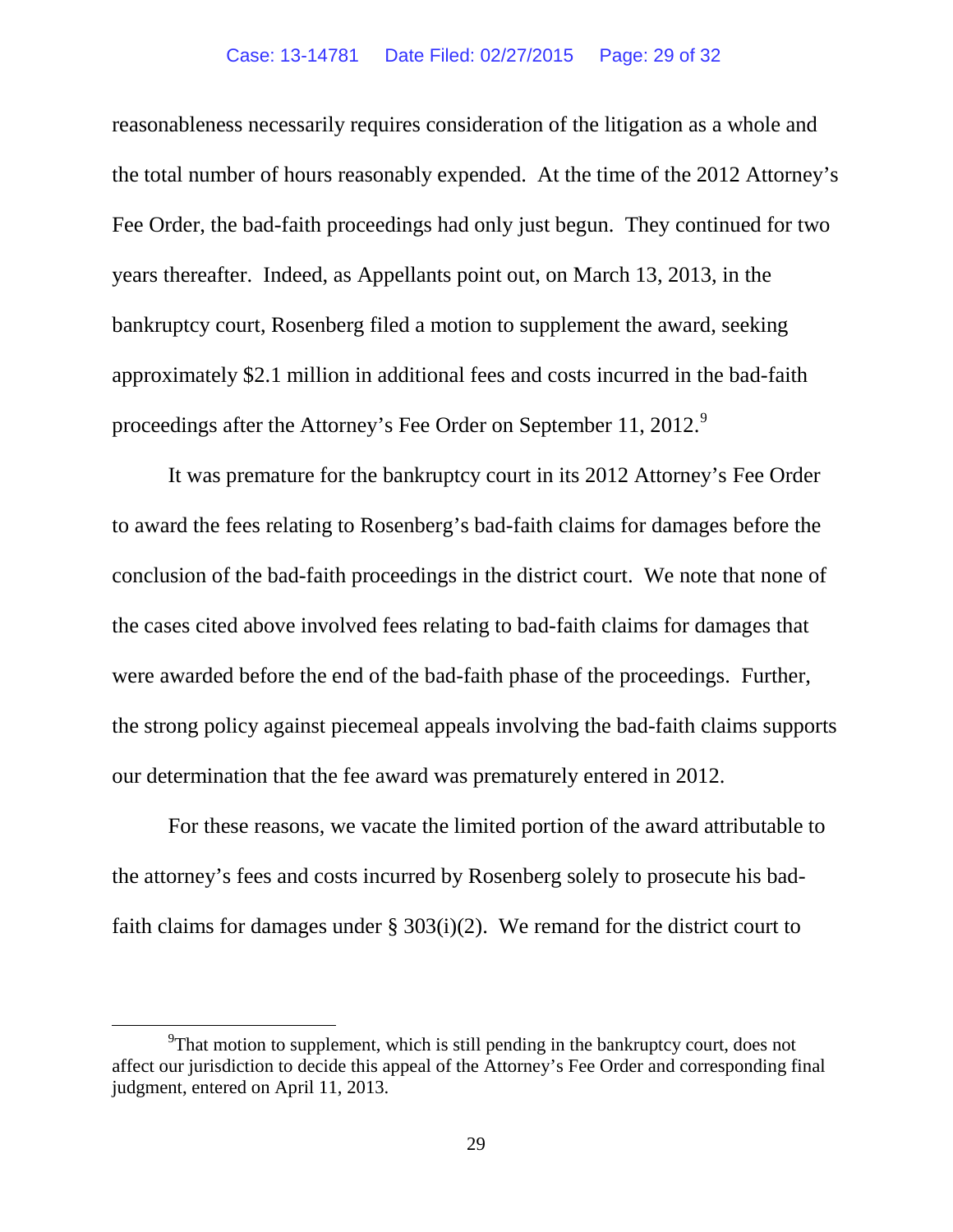reasonableness necessarily requires consideration of the litigation as a whole and the total number of hours reasonably expended. At the time of the 2012 Attorney's Fee Order, the bad-faith proceedings had only just begun. They continued for two years thereafter. Indeed, as Appellants point out, on March 13, 2013, in the bankruptcy court, Rosenberg filed a motion to supplement the award, seeking approximately $2.1 million in additional fees and costs incurred in the bad-faith proceedings after the Attorney's Fee Order on September 11, 2012.[9]

It was premature for the bankruptcy court in its 2012 Attorney's Fee Order to award the fees relating to Rosenberg's bad-faith claims for damages before the conclusion of the bad-faith proceedings in the district court. We note that none of the cases cited above involved fees relating to bad-faith claims for damages that were awarded before the end of the bad-faith phase of the proceedings. Further, the strong policy against piecemeal appeals involving the bad-faith claims supports our determination that the fee award was prematurely entered in 2012.

For these reasons, we vacate the limited portion of the award attributable to the attorney's fees and costs incurred by Rosenberg solely to prosecute his bad-faith claims for damages under § 303(i)(2). We remand for the district court to

[9]That motion to supplement, which is still pending in the bankruptcy court, does not affect our jurisdiction to decide this appeal of the Attorney's Fee Order and corresponding final judgment, entered on April 11, 2013.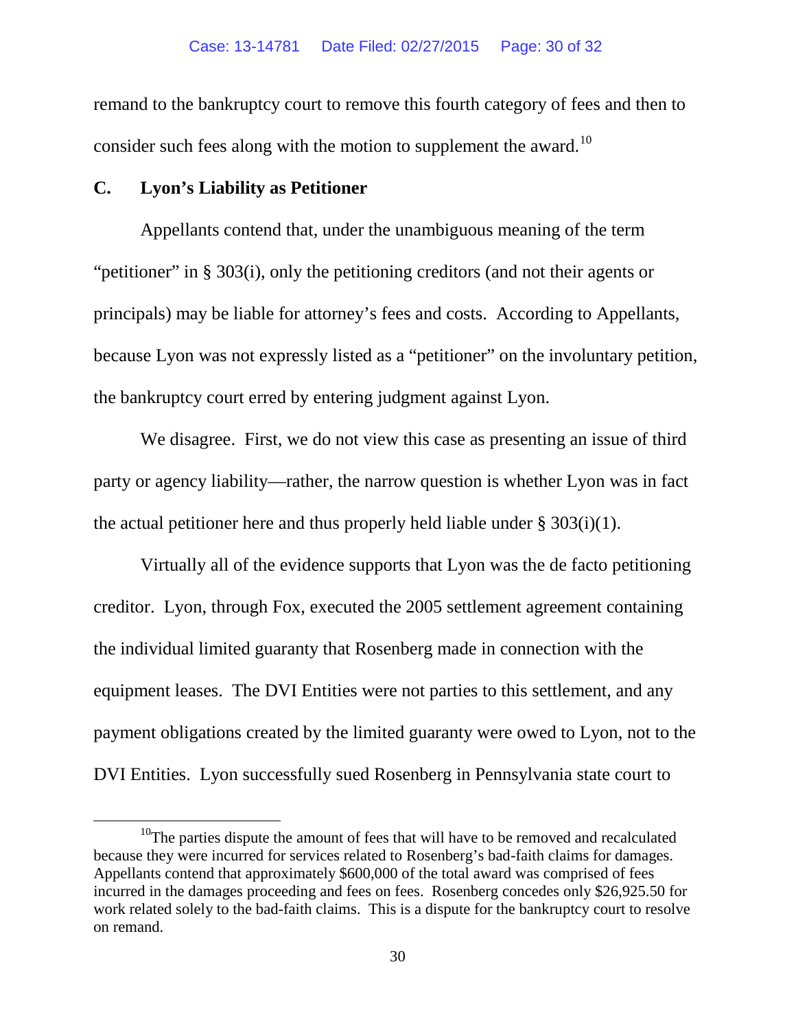remand to the bankruptcy court to remove this fourth category of fees and then to consider such fees along with the motion to supplement the award.[10]

## C. Lyon's Liability as Petitioner

Appellants contend that, under the unambiguous meaning of the term "petitioner" in § 303(i), only the petitioning creditors (and not their agents or principals) may be liable for attorney's fees and costs. According to Appellants, because Lyon was not expressly listed as a "petitioner" on the involuntary petition, the bankruptcy court erred by entering judgment against Lyon.

We disagree. First, we do not view this case as presenting an issue of third party or agency liability—rather, the narrow question is whether Lyon was in fact the actual petitioner here and thus properly held liable under § 303(i)(1).

Virtually all of the evidence supports that Lyon was the de facto petitioning creditor. Lyon, through Fox, executed the 2005 settlement agreement containing the individual limited guaranty that Rosenberg made in connection with the equipment leases. The DVI Entities were not parties to this settlement, and any payment obligations created by the limited guaranty were owed to Lyon, not to the DVI Entities. Lyon successfully sued Rosenberg in Pennsylvania state court to

[10]The parties dispute the amount of fees that will have to be removed and recalculated because they were incurred for services related to Rosenberg's bad-faith claims for damages. Appellants contend that approximately $600,000 of the total award was comprised of fees incurred in the damages proceeding and fees on fees. Rosenberg concedes only $26,925.50 for work related solely to the bad-faith claims. This is a dispute for the bankruptcy court to resolve on remand.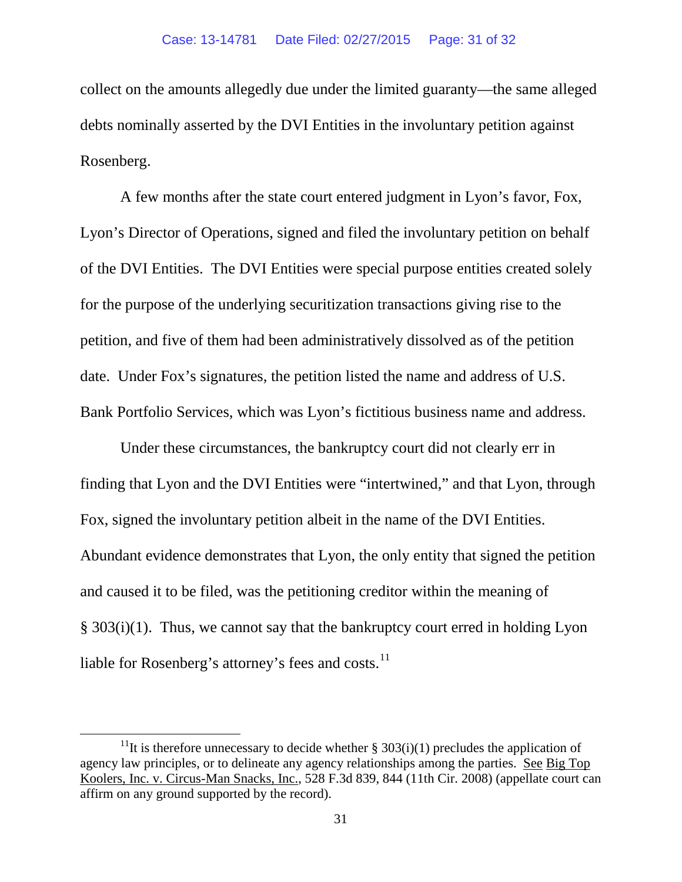collect on the amounts allegedly due under the limited guaranty—the same alleged debts nominally asserted by the DVI Entities in the involuntary petition against Rosenberg.

A few months after the state court entered judgment in Lyon's favor, Fox, Lyon's Director of Operations, signed and filed the involuntary petition on behalf of the DVI Entities. The DVI Entities were special purpose entities created solely for the purpose of the underlying securitization transactions giving rise to the petition, and five of them had been administratively dissolved as of the petition date. Under Fox's signatures, the petition listed the name and address of U.S. Bank Portfolio Services, which was Lyon's fictitious business name and address.

Under these circumstances, the bankruptcy court did not clearly err in finding that Lyon and the DVI Entities were "intertwined," and that Lyon, through Fox, signed the involuntary petition albeit in the name of the DVI Entities. Abundant evidence demonstrates that Lyon, the only entity that signed the petition and caused it to be filed, was the petitioning creditor within the meaning of § 303(i)(1). Thus, we cannot say that the bankruptcy court erred in holding Lyon liable for Rosenberg's attorney's fees and costs.[11]

---

[11] It is therefore unnecessary to decide whether § 303(i)(1) precludes the application of agency law principles, or to delineate any agency relationships among the parties. See Big Top Koolers, Inc. v. Circus-Man Snacks, Inc., 528 F.3d 839, 844 (11th Cir. 2008) (appellate court can affirm on any ground supported by the record).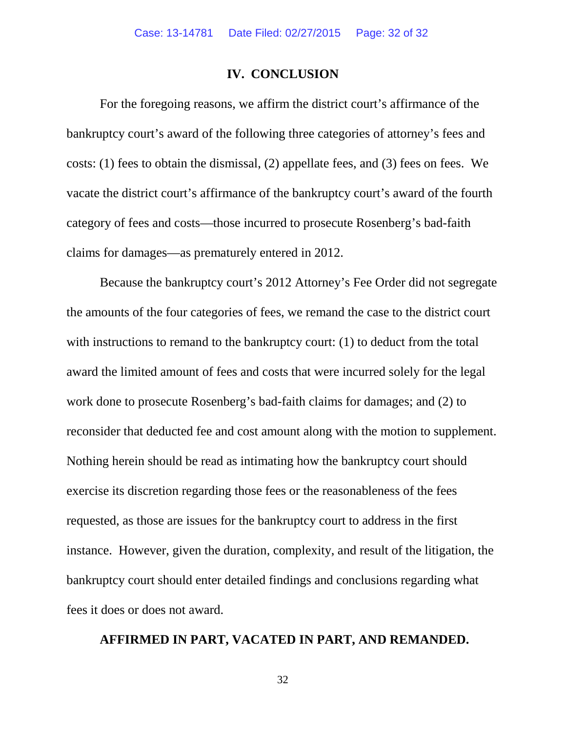## IV. CONCLUSION

For the foregoing reasons, we affirm the district court's affirmance of the bankruptcy court's award of the following three categories of attorney's fees and costs: (1) fees to obtain the dismissal, (2) appellate fees, and (3) fees on fees. We vacate the district court's affirmance of the bankruptcy court's award of the fourth category of fees and costs—those incurred to prosecute Rosenberg's bad-faith claims for damages—as prematurely entered in 2012.

Because the bankruptcy court's 2012 Attorney's Fee Order did not segregate the amounts of the four categories of fees, we remand the case to the district court with instructions to remand to the bankruptcy court: (1) to deduct from the total award the limited amount of fees and costs that were incurred solely for the legal work done to prosecute Rosenberg's bad-faith claims for damages; and (2) to reconsider that deducted fee and cost amount along with the motion to supplement. Nothing herein should be read as intimating how the bankruptcy court should exercise its discretion regarding those fees or the reasonableness of the fees requested, as those are issues for the bankruptcy court to address in the first instance. However, given the duration, complexity, and result of the litigation, the bankruptcy court should enter detailed findings and conclusions regarding what fees it does or does not award.

**AFFIRMED IN PART, VACATED IN PART, AND REMANDED.**